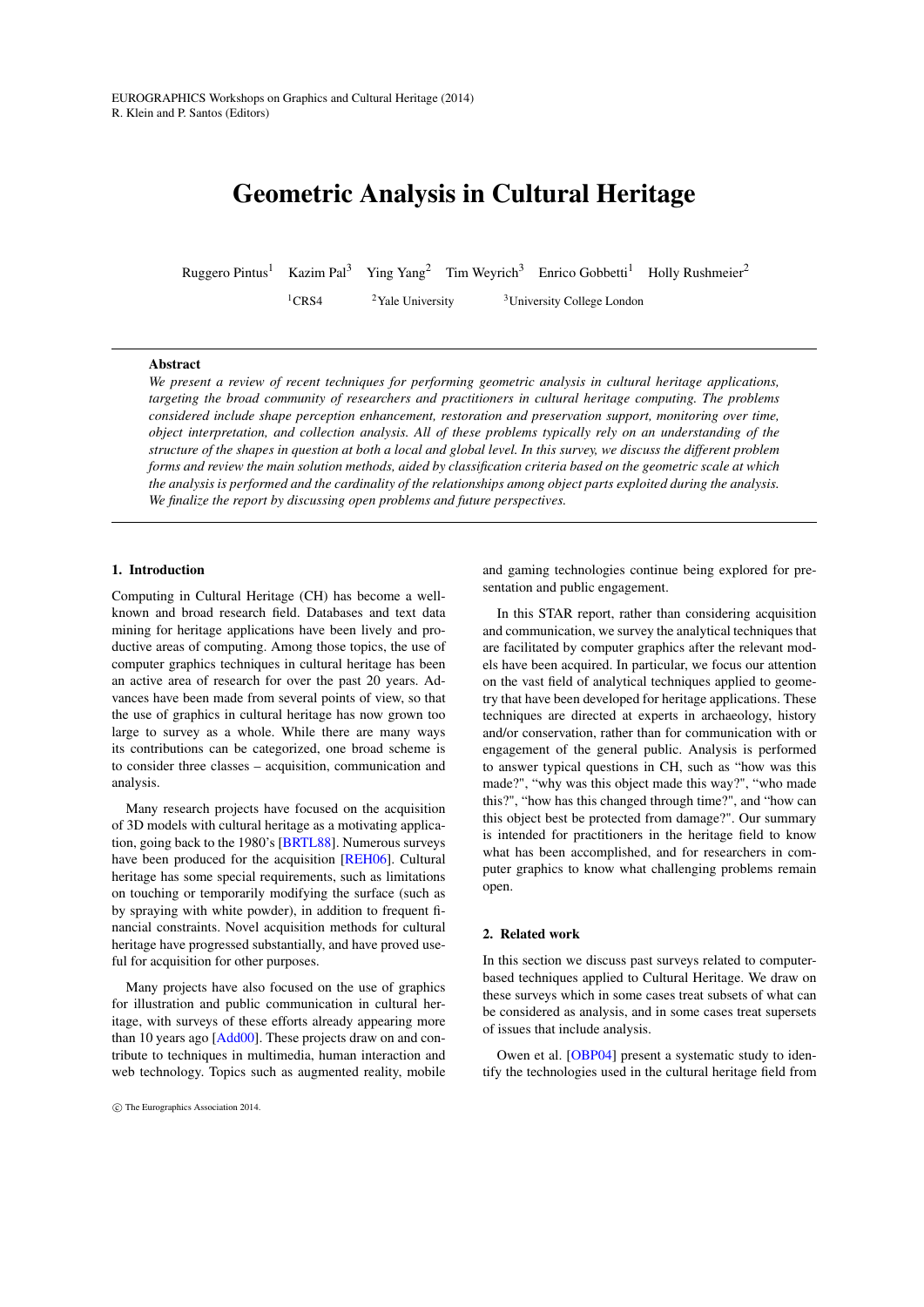EUROGRAPHICS Workshops on Graphics and Cultural Heritage (2014)
R. Klein and P. Santos (Editors)

# Geometric Analysis in Cultural Heritage

Ruggero Pintus[1] Kazim Pal[3] Ying Yang[2] Tim Weyrich[3] Enrico Gobbetti[1] Holly Rushmeier[2]

[1]CRS4 [2]Yale University [3]University College London

## Abstract

*We present a review of recent techniques for performing geometric analysis in cultural heritage applications, targeting the broad community of researchers and practitioners in cultural heritage computing. The problems considered include shape perception enhancement, restoration and preservation support, monitoring over time, object interpretation, and collection analysis. All of these problems typically rely on an understanding of the structure of the shapes in question at both a local and global level. In this survey, we discuss the different problem forms and review the main solution methods, aided by classification criteria based on the geometric scale at which the analysis is performed and the cardinality of the relationships among object parts exploited during the analysis. We finalize the report by discussing open problems and future perspectives.*

## 1. Introduction

Computing in Cultural Heritage (CH) has become a well-known and broad research field. Databases and text data mining for heritage applications have been lively and productive areas of computing. Among those topics, the use of computer graphics techniques in cultural heritage has been an active area of research for over the past 20 years. Advances have been made from several points of view, so that the use of graphics in cultural heritage has now grown too large to survey as a whole. While there are many ways its contributions can be categorized, one broad scheme is to consider three classes – acquisition, communication and analysis.

Many research projects have focused on the acquisition of 3D models with cultural heritage as a motivating application, going back to the 1980's [BRTL88]. Numerous surveys have been produced for the acquisition [REH06]. Cultural heritage has some special requirements, such as limitations on touching or temporarily modifying the surface (such as by spraying with white powder), in addition to frequent financial constraints. Novel acquisition methods for cultural heritage have progressed substantially, and have proved useful for acquisition for other purposes.

Many projects have also focused on the use of graphics for illustration and public communication in cultural heritage, with surveys of these efforts already appearing more than 10 years ago [Add00]. These projects draw on and contribute to techniques in multimedia, human interaction and web technology. Topics such as augmented reality, mobile and gaming technologies continue being explored for presentation and public engagement.

In this STAR report, rather than considering acquisition and communication, we survey the analytical techniques that are facilitated by computer graphics after the relevant models have been acquired. In particular, we focus our attention on the vast field of analytical techniques applied to geometry that have been developed for heritage applications. These techniques are directed at experts in archaeology, history and/or conservation, rather than for communication with or engagement of the general public. Analysis is performed to answer typical questions in CH, such as "how was this made?", "why was this object made this way?", "who made this?", "how has this changed through time?", and "how can this object best be protected from damage?". Our summary is intended for practitioners in the heritage field to know what has been accomplished, and for researchers in computer graphics to know what challenging problems remain open.

## 2. Related work

In this section we discuss past surveys related to computer-based techniques applied to Cultural Heritage. We draw on these surveys which in some cases treat subsets of what can be considered as analysis, and in some cases treat supersets of issues that include analysis.

Owen et al. [OBP04] present a systematic study to identify the technologies used in the cultural heritage field from

© The Eurographics Association 2014.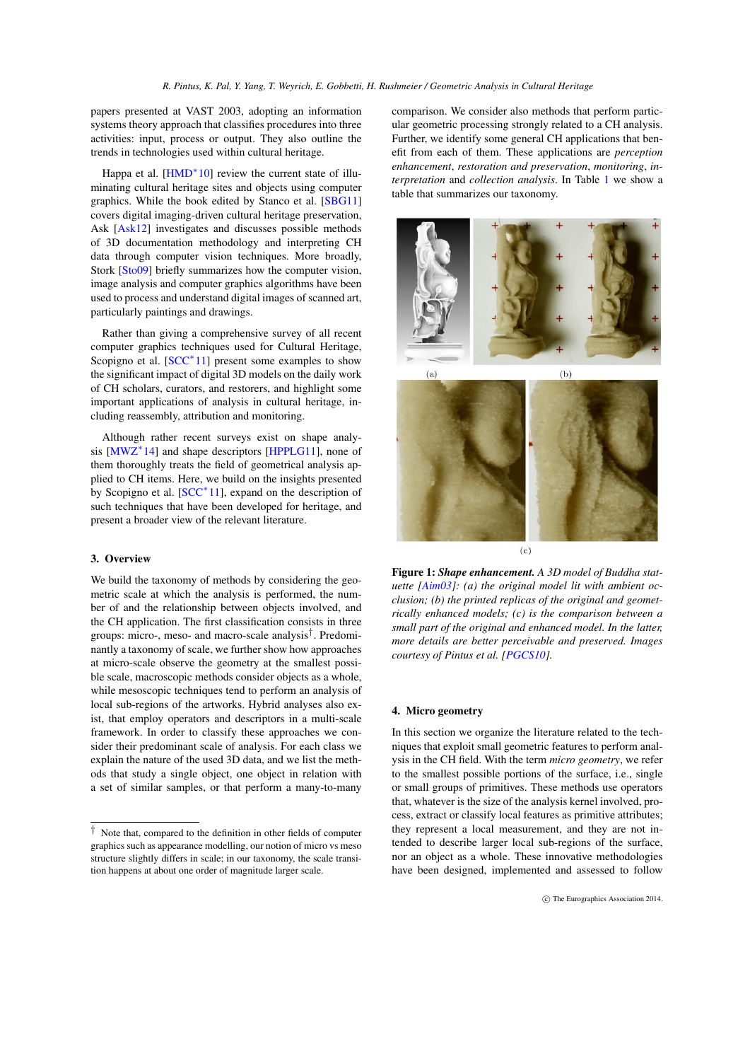papers presented at VAST 2003, adopting an information systems theory approach that classifies procedures into three activities: input, process or output. They also outline the trends in technologies used within cultural heritage.

Happa et al. [HMD*10] review the current state of illuminating cultural heritage sites and objects using computer graphics. While the book edited by Stanco et al. [SBG11] covers digital imaging-driven cultural heritage preservation, Ask [Ask12] investigates and discusses possible methods of 3D documentation methodology and interpreting CH data through computer vision techniques. More broadly, Stork [Sto09] briefly summarizes how the computer vision, image analysis and computer graphics algorithms have been used to process and understand digital images of scanned art, particularly paintings and drawings.

Rather than giving a comprehensive survey of all recent computer graphics techniques used for Cultural Heritage, Scopigno et al. [SCC*11] present some examples to show the significant impact of digital 3D models on the daily work of CH scholars, curators, and restorers, and highlight some important applications of analysis in cultural heritage, including reassembly, attribution and monitoring.

Although rather recent surveys exist on shape analysis [MWZ*14] and shape descriptors [HPPLG11], none of them thoroughly treats the field of geometrical analysis applied to CH items. Here, we build on the insights presented by Scopigno et al. [SCC*11], expand on the description of such techniques that have been developed for heritage, and present a broader view of the relevant literature.

## 3. Overview

We build the taxonomy of methods by considering the geometric scale at which the analysis is performed, the number of and the relationship between objects involved, and the CH application. The first classification consists in three groups: micro-, meso- and macro-scale analysis[†]. Predominantly a taxonomy of scale, we further show how approaches at micro-scale observe the geometry at the smallest possible scale, macroscopic methods consider objects as a whole, while mesoscopic techniques tend to perform an analysis of local sub-regions of the artworks. Hybrid analyses also exist, that employ operators and descriptors in a multi-scale framework. In order to classify these approaches we consider their predominant scale of analysis. For each class we explain the nature of the used 3D data, and we list the methods that study a single object, one object in relation with a set of similar samples, or that perform a many-to-many comparison. We consider also methods that perform particular geometric processing strongly related to a CH analysis. Further, we identify some general CH applications that benefit from each of them. These applications are *perception enhancement*, *restoration and preservation*, *monitoring*, *interpretation* and *collection analysis*. In Table 1 we show a table that summarizes our taxonomy.

**Figure 1:** ***Shape enhancement.*** *A 3D model of Buddha statuette [Aim03]: (a) the original model lit with ambient occlusion; (b) the printed replicas of the original and geometrically enhanced models; (c) is the comparison between a small part of the original and enhanced model. In the latter, more details are better perceivable and preserved. Images courtesy of Pintus et al. [PGCS10].*

## 4. Micro geometry

In this section we organize the literature related to the techniques that exploit small geometric features to perform analysis in the CH field. With the term *micro geometry*, we refer to the smallest possible portions of the surface, i.e., single or small groups of primitives. These methods use operators that, whatever is the size of the analysis kernel involved, process, extract or classify local features as primitive attributes; they represent a local measurement, and they are not intended to describe larger local sub-regions of the surface, nor an object as a whole. These innovative methodologies have been designed, implemented and assessed to follow

[†] Note that, compared to the definition in other fields of computer graphics such as appearance modelling, our notion of micro vs meso structure slightly differs in scale; in our taxonomy, the scale transition happens at about one order of magnitude larger scale.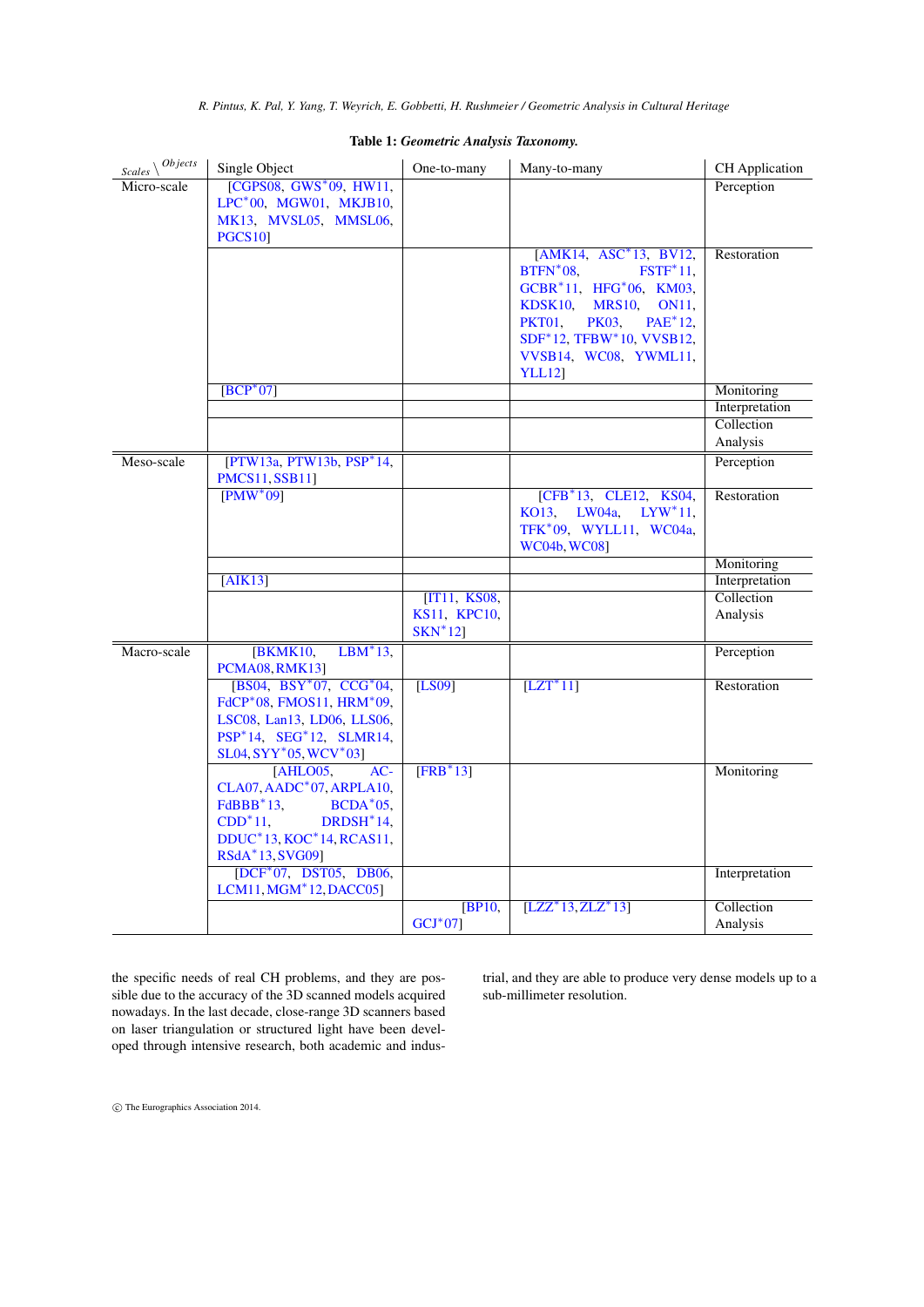**Table 1:** ***Geometric Analysis Taxonomy.***

| Scales \ Objects | Single Object | One-to-many | Many-to-many | CH Application |
|---|---|---|---|---|
| Micro-scale | [CGPS08, GWS*09, HW11, LPC*00, MGW01, MKJB10, MK13, MVSL05, MMSL06, PGCS10] | | | Perception |
| | | | [AMK14, ASC*13, BV12, BTFN*08, FSTF*11, GCBR*11, HFG*06, KM03, KDSK10, MRS10, ON11, PKT01, PK03, PAE*12, SDF*12, TFBW*10, VVSB12, VVSB14, WC08, YWML11, YLL12] | Restoration |
| | [BCP*07] | | | Monitoring |
| | | | | Interpretation |
| | | | | Collection Analysis |
| Meso-scale | [PTW13a, PTW13b, PSP*14, PMCS11, SSB11] | | | Perception |
| | [PMW*09] | | [CFB*13, CLE12, KS04, KO13, LW04a, LYW*11, TFK*09, WYLL11, WC04a, WC04b, WC08] | Restoration |
| | | | | Monitoring |
| | [AIK13] | | | Interpretation |
| | | [IT11, KS08, KS11, KPC10, SKN*12] | | Collection Analysis |
| Macro-scale | [BKMK10, LBM*13, PCMA08, RMK13] | | | Perception |
| | [BS04, BSY*07, CCG*04, FdCP*08, FMOS11, HRM*09, LSC08, Lan13, LD06, LLS06, PSP*14, SEG*12, SLMR14, SL04, SYY*05, WCV*03] | [LS09] | [LZT*11] | Restoration |
| | [AHLO05, ACCLA07, AADC*07, ARPLA10, FdBBB*13, BCDA*05, CDD*11, DRDSH*14, DDUC*13, KOC*14, RCAS11, RSdA*13, SVG09] | [FRB*13] | | Monitoring |
| | [DCF*07, DST05, DB06, LCM11, MGM*12, DACC05] | | | Interpretation |
| | | [BP10, GCJ*07] | [LZZ*13, ZLZ*13] | Collection Analysis |

the specific needs of real CH problems, and they are possible due to the accuracy of the 3D scanned models acquired nowadays. In the last decade, close-range 3D scanners based on laser triangulation or structured light have been developed through intensive research, both academic and industrial, and they are able to produce very dense models up to a sub-millimeter resolution.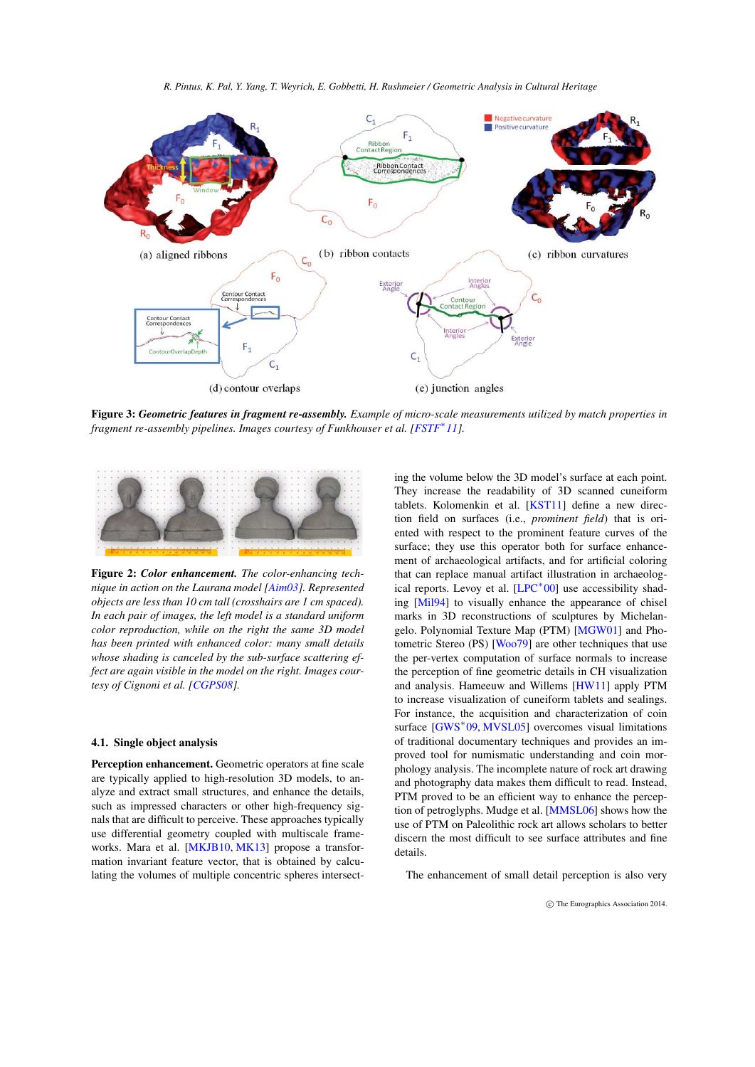Figure 3: ***Geometric features in fragment re-assembly.*** *Example of micro-scale measurements utilized by match properties in fragment re-assembly pipelines. Images courtesy of Funkhouser et al. [FSTF\*11].*

Figure 2: ***Color enhancement.*** *The color-enhancing technique in action on the Laurana model [Aim03]. Represented objects are less than 10 cm tall (crosshairs are 1 cm spaced). In each pair of images, the left model is a standard uniform color reproduction, while on the right the same 3D model has been printed with enhanced color: many small details whose shading is canceled by the sub-surface scattering effect are again visible in the model on the right. Images courtesy of Cignoni et al. [CGPS08].*

### 4.1. Single object analysis

**Perception enhancement.** Geometric operators at fine scale are typically applied to high-resolution 3D models, to analyze and extract small structures, and enhance the details, such as impressed characters or other high-frequency signals that are difficult to perceive. These approaches typically use differential geometry coupled with multiscale frameworks. Mara et al. [MKJB10, MK13] propose a transformation invariant feature vector, that is obtained by calculating the volumes of multiple concentric spheres intersecting the volume below the 3D model's surface at each point. They increase the readability of 3D scanned cuneiform tablets. Kolomenkin et al. [KST11] define a new direction field on surfaces (i.e., *prominent field*) that is oriented with respect to the prominent feature curves of the surface; they use this operator both for surface enhancement of archaeological artifacts, and for artificial coloring that can replace manual artifact illustration in archaeological reports. Levoy et al. [LPC\*00] use accessibility shading [Mil94] to visually enhance the appearance of chisel marks in 3D reconstructions of sculptures by Michelangelo. Polynomial Texture Map (PTM) [MGW01] and Photometric Stereo (PS) [Woo79] are other techniques that use the per-vertex computation of surface normals to increase the perception of fine geometric details in CH visualization and analysis. Hameeuw and Willems [HW11] apply PTM to increase visualization of cuneiform tablets and sealings. For instance, the acquisition and characterization of coin surface [GWS\*09, MVSL05] overcomes visual limitations of traditional documentary techniques and provides an improved tool for numismatic understanding and coin morphology analysis. The incomplete nature of rock art drawing and photography data makes them difficult to read. Instead, PTM proved to be an efficient way to enhance the perception of petroglyphs. Mudge et al. [MMSL06] shows how the use of PTM on Paleolithic rock art allows scholars to better discern the most difficult to see surface attributes and fine details.

The enhancement of small detail perception is also very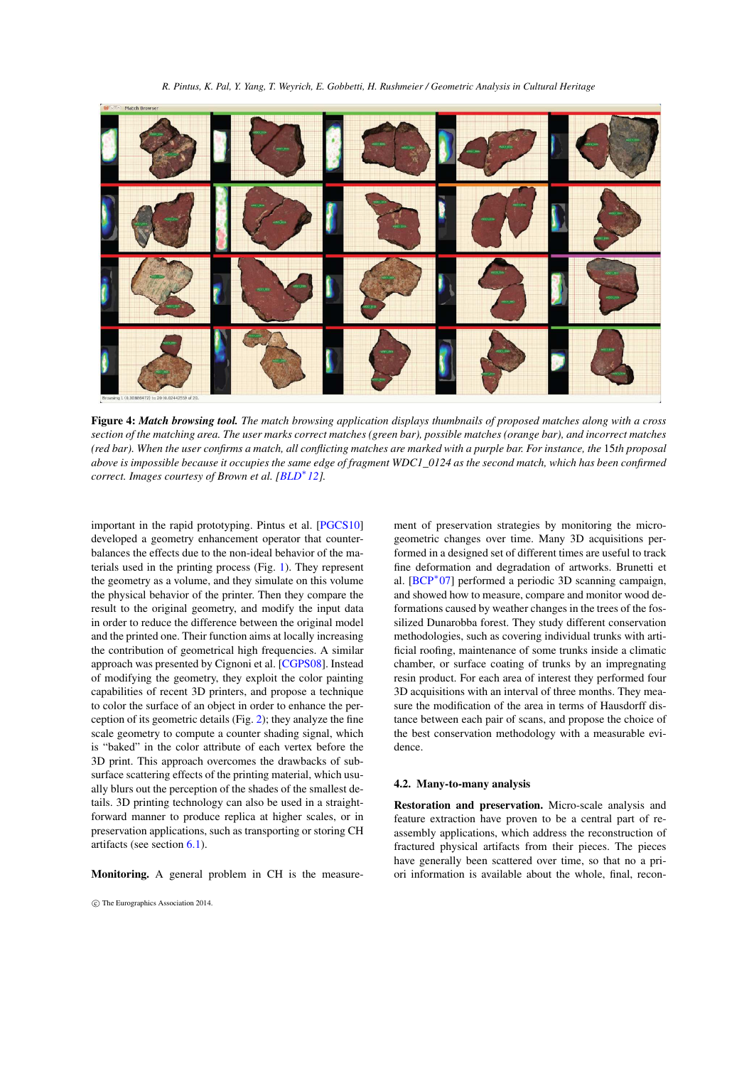**Figure 4:** ***Match browsing tool.*** *The match browsing application displays thumbnails of proposed matches along with a cross section of the matching area. The user marks correct matches (green bar), possible matches (orange bar), and incorrect matches (red bar). When the user confirms a match, all conflicting matches are marked with a purple bar. For instance, the* 15*th proposal above is impossible because it occupies the same edge of fragment WDC1_0124 as the second match, which has been confirmed correct. Images courtesy of Brown et al. [BLD*12].*

important in the rapid prototyping. Pintus et al. [PGCS10] developed a geometry enhancement operator that counterbalances the effects due to the non-ideal behavior of the materials used in the printing process (Fig. 1). They represent the geometry as a volume, and they simulate on this volume the physical behavior of the printer. Then they compare the result to the original geometry, and modify the input data in order to reduce the difference between the original model and the printed one. Their function aims at locally increasing the contribution of geometrical high frequencies. A similar approach was presented by Cignoni et al. [CGPS08]. Instead of modifying the geometry, they exploit the color painting capabilities of recent 3D printers, and propose a technique to color the surface of an object in order to enhance the perception of its geometric details (Fig. 2); they analyze the fine scale geometry to compute a counter shading signal, which is "baked" in the color attribute of each vertex before the 3D print. This approach overcomes the drawbacks of subsurface scattering effects of the printing material, which usually blurs out the perception of the shades of the smallest details. 3D printing technology can also be used in a straightforward manner to produce replica at higher scales, or in preservation applications, such as transporting or storing CH artifacts (see section 6.1).

**Monitoring.** A general problem in CH is the measurement of preservation strategies by monitoring the micro-geometric changes over time. Many 3D acquisitions performed in a designed set of different times are useful to track fine deformation and degradation of artworks. Brunetti et al. [BCP*07] performed a periodic 3D scanning campaign, and showed how to measure, compare and monitor wood deformations caused by weather changes in the trees of the fossilized Dunarobba forest. They study different conservation methodologies, such as covering individual trunks with artificial roofing, maintenance of some trunks inside a climatic chamber, or surface coating of trunks by an impregnating resin product. For each area of interest they performed four 3D acquisitions with an interval of three months. They measure the modification of the area in terms of Hausdorff distance between each pair of scans, and propose the choice of the best conservation methodology with a measurable evidence.

### 4.2. Many-to-many analysis

**Restoration and preservation.** Micro-scale analysis and feature extraction have proven to be a central part of re-assembly applications, which address the reconstruction of fractured physical artifacts from their pieces. The pieces have generally been scattered over time, so that no a priori information is available about the whole, final, recon-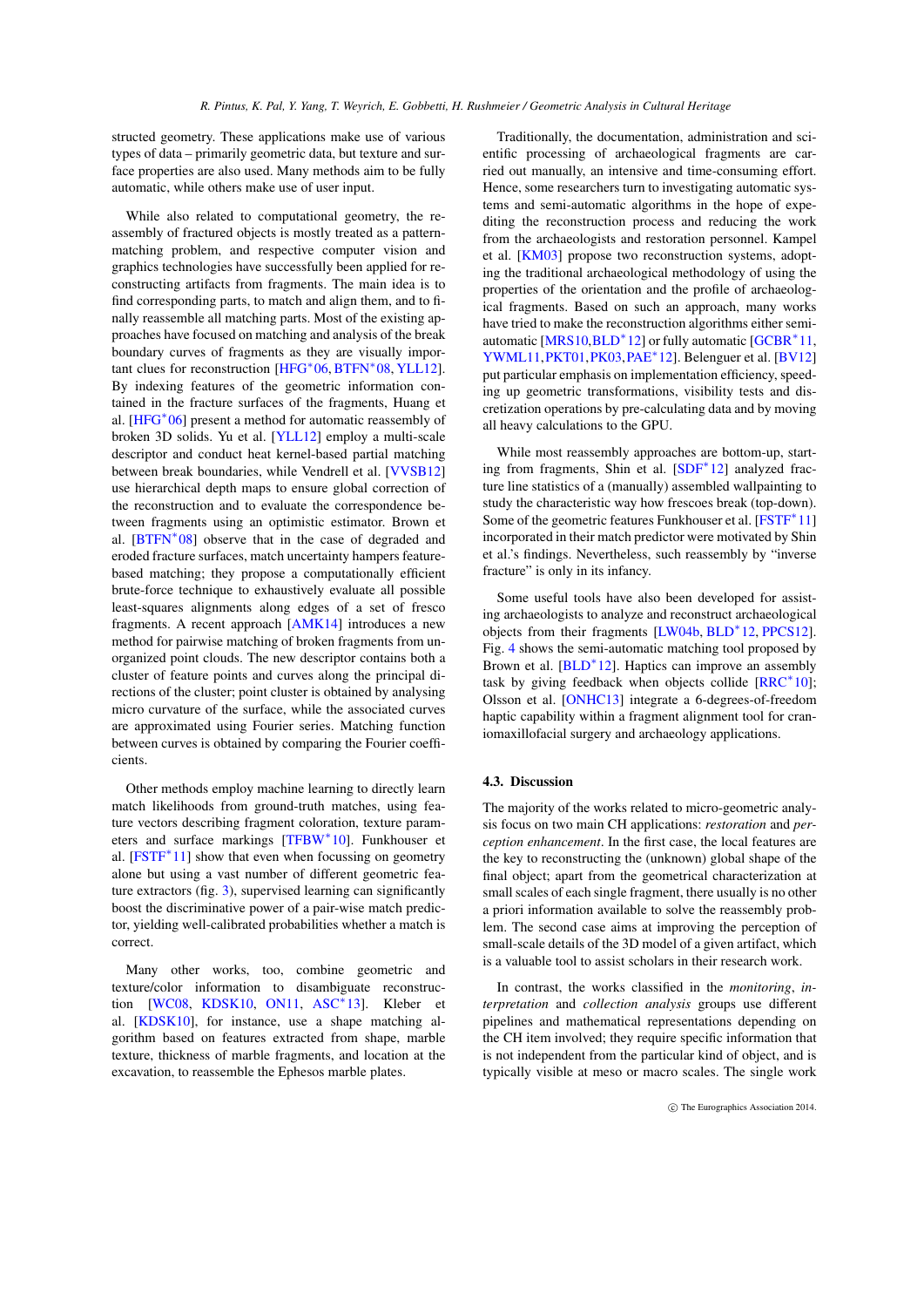structured geometry. These applications make use of various types of data – primarily geometric data, but texture and surface properties are also used. Many methods aim to be fully automatic, while others make use of user input.

While also related to computational geometry, the reassembly of fractured objects is mostly treated as a pattern-matching problem, and respective computer vision and graphics technologies have successfully been applied for reconstructing artifacts from fragments. The main idea is to find corresponding parts, to match and align them, and to finally reassemble all matching parts. Most of the existing approaches have focused on matching and analysis of the break boundary curves of fragments as they are visually important clues for reconstruction [HFG*06, BTFN*08, YLL12]. By indexing features of the geometric information contained in the fracture surfaces of the fragments, Huang et al. [HFG*06] present a method for automatic reassembly of broken 3D solids. Yu et al. [YLL12] employ a multi-scale descriptor and conduct heat kernel-based partial matching between break boundaries, while Vendrell et al. [VVSB12] use hierarchical depth maps to ensure global correction of the reconstruction and to evaluate the correspondence between fragments using an optimistic estimator. Brown et al. [BTFN*08] observe that in the case of degraded and eroded fracture surfaces, match uncertainty hampers feature-based matching; they propose a computationally efficient brute-force technique to exhaustively evaluate all possible least-squares alignments along edges of a set of fresco fragments. A recent approach [AMK14] introduces a new method for pairwise matching of broken fragments from unorganized point clouds. The new descriptor contains both a cluster of feature points and curves along the principal directions of the cluster; point cluster is obtained by analysing micro curvature of the surface, while the associated curves are approximated using Fourier series. Matching function between curves is obtained by comparing the Fourier coefficients.

Other methods employ machine learning to directly learn match likelihoods from ground-truth matches, using feature vectors describing fragment coloration, texture parameters and surface markings [TFBW*10]. Funkhouser et al. [FSTF*11] show that even when focussing on geometry alone but using a vast number of different geometric feature extractors (fig. 3), supervised learning can significantly boost the discriminative power of a pair-wise match predictor, yielding well-calibrated probabilities whether a match is correct.

Many other works, too, combine geometric and texture/color information to disambiguate reconstruction [WC08, KDSK10, ON11, ASC*13]. Kleber et al. [KDSK10], for instance, use a shape matching algorithm based on features extracted from shape, marble texture, thickness of marble fragments, and location at the excavation, to reassemble the Ephesos marble plates.

Traditionally, the documentation, administration and scientific processing of archaeological fragments are carried out manually, an intensive and time-consuming effort. Hence, some researchers turn to investigating automatic systems and semi-automatic algorithms in the hope of expediting the reconstruction process and reducing the work from the archaeologists and restoration personnel. Kampel et al. [KM03] propose two reconstruction systems, adopting the traditional archaeological methodology of using the properties of the orientation and the profile of archaeological fragments. Based on such an approach, many works have tried to make the reconstruction algorithms either semi-automatic [MRS10, BLD*12] or fully automatic [GCBR*11, YWML11, PKT01, PK03, PAE*12]. Belenguer et al. [BV12] put particular emphasis on implementation efficiency, speeding up geometric transformations, visibility tests and discretization operations by pre-calculating data and by moving all heavy calculations to the GPU.

While most reassembly approaches are bottom-up, starting from fragments, Shin et al. [SDF*12] analyzed fracture line statistics of a (manually) assembled wallpainting to study the characteristic way how frescoes break (top-down). Some of the geometric features Funkhouser et al. [FSTF*11] incorporated in their match predictor were motivated by Shin et al.'s findings. Nevertheless, such reassembly by "inverse fracture" is only in its infancy.

Some useful tools have also been developed for assisting archaeologists to analyze and reconstruct archaeological objects from their fragments [LW04b, BLD*12, PPCS12]. Fig. 4 shows the semi-automatic matching tool proposed by Brown et al. [BLD*12]. Haptics can improve an assembly task by giving feedback when objects collide [RRC*10]; Olsson et al. [ONHC13] integrate a 6-degrees-of-freedom haptic capability within a fragment alignment tool for craniomaxillofacial surgery and archaeology applications.

### 4.3. Discussion

The majority of the works related to micro-geometric analysis focus on two main CH applications: *restoration* and *perception enhancement*. In the first case, the local features are the key to reconstructing the (unknown) global shape of the final object; apart from the geometrical characterization at small scales of each single fragment, there usually is no other a priori information available to solve the reassembly problem. The second case aims at improving the perception of small-scale details of the 3D model of a given artifact, which is a valuable tool to assist scholars in their research work.

In contrast, the works classified in the *monitoring*, *interpretation* and *collection analysis* groups use different pipelines and mathematical representations depending on the CH item involved; they require specific information that is not independent from the particular kind of object, and is typically visible at meso or macro scales. The single work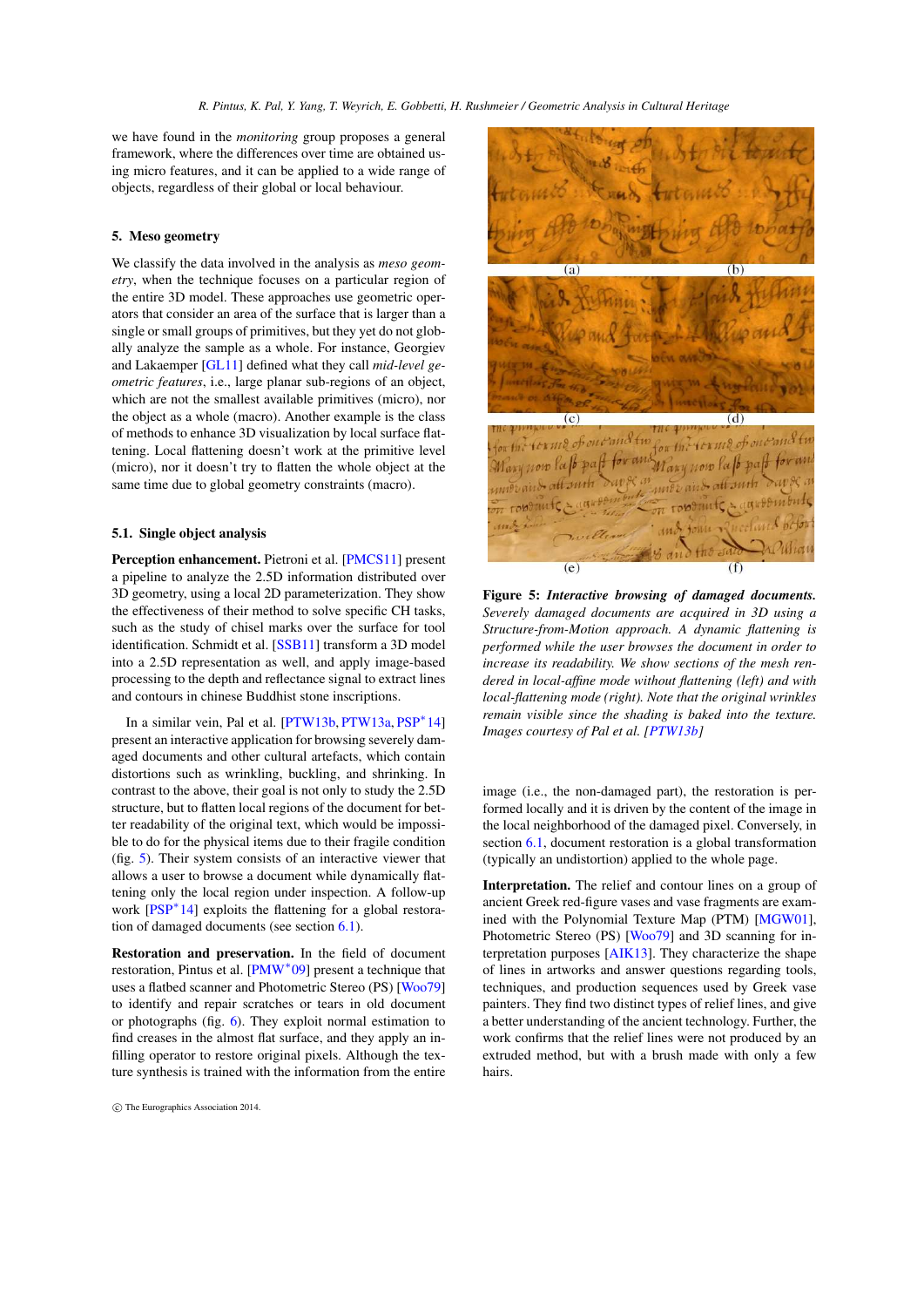we have found in the *monitoring* group proposes a general framework, where the differences over time are obtained using micro features, and it can be applied to a wide range of objects, regardless of their global or local behaviour.

## 5. Meso geometry

We classify the data involved in the analysis as *meso geometry*, when the technique focuses on a particular region of the entire 3D model. These approaches use geometric operators that consider an area of the surface that is larger than a single or small groups of primitives, but they yet do not globally analyze the sample as a whole. For instance, Georgiev and Lakaemper [GL11] defined what they call *mid-level geometric features*, i.e., large planar sub-regions of an object, which are not the smallest available primitives (micro), nor the object as a whole (macro). Another example is the class of methods to enhance 3D visualization by local surface flattening. Local flattening doesn't work at the primitive level (micro), nor it doesn't try to flatten the whole object at the same time due to global geometry constraints (macro).

### 5.1. Single object analysis

**Perception enhancement.** Pietroni et al. [PMCS11] present a pipeline to analyze the 2.5D information distributed over 3D geometry, using a local 2D parameterization. They show the effectiveness of their method to solve specific CH tasks, such as the study of chisel marks over the surface for tool identification. Schmidt et al. [SSB11] transform a 3D model into a 2.5D representation as well, and apply image-based processing to the depth and reflectance signal to extract lines and contours in chinese Buddhist stone inscriptions.

In a similar vein, Pal et al. [PTW13b, PTW13a, PSP*14] present an interactive application for browsing severely damaged documents and other cultural artefacts, which contain distortions such as wrinkling, buckling, and shrinking. In contrast to the above, their goal is not only to study the 2.5D structure, but to flatten local regions of the document for better readability of the original text, which would be impossible to do for the physical items due to their fragile condition (fig. 5). Their system consists of an interactive viewer that allows a user to browse a document while dynamically flattening only the local region under inspection. A follow-up work [PSP*14] exploits the flattening for a global restoration of damaged documents (see section 6.1).

**Restoration and preservation.** In the field of document restoration, Pintus et al. [PMW*09] present a technique that uses a flatbed scanner and Photometric Stereo (PS) [Woo79] to identify and repair scratches or tears in old document or photographs (fig. 6). They exploit normal estimation to find creases in the almost flat surface, and they apply an infilling operator to restore original pixels. Although the texture synthesis is trained with the information from the entire image (i.e., the non-damaged part), the restoration is performed locally and it is driven by the content of the image in the local neighborhood of the damaged pixel. Conversely, in section 6.1, document restoration is a global transformation (typically an undistortion) applied to the whole page.

**Figure 5:** ***Interactive browsing of damaged documents.*** *Severely damaged documents are acquired in 3D using a Structure-from-Motion approach. A dynamic flattening is performed while the user browses the document in order to increase its readability. We show sections of the mesh rendered in local-affine mode without flattening (left) and with local-flattening mode (right). Note that the original wrinkles remain visible since the shading is baked into the texture. Images courtesy of Pal et al. [PTW13b]*

**Interpretation.** The relief and contour lines on a group of ancient Greek red-figure vases and vase fragments are examined with the Polynomial Texture Map (PTM) [MGW01], Photometric Stereo (PS) [Woo79] and 3D scanning for interpretation purposes [AIK13]. They characterize the shape of lines in artworks and answer questions regarding tools, techniques, and production sequences used by Greek vase painters. They find two distinct types of relief lines, and give a better understanding of the ancient technology. Further, the work confirms that the relief lines were not produced by an extruded method, but with a brush made with only a few hairs.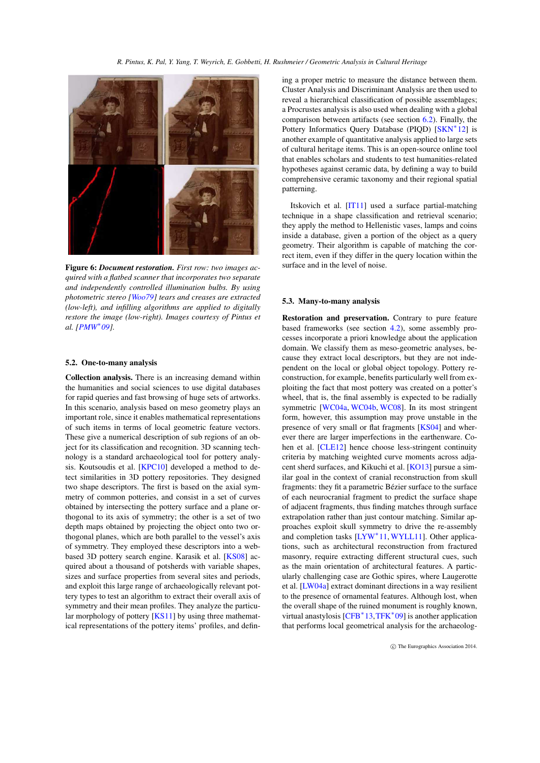**Figure 6:** ***Document restoration.*** *First row: two images acquired with a flatbed scanner that incorporates two separate and independently controlled illumination bulbs. By using photometric stereo [Woo79] tears and creases are extracted (low-left), and infilling algorithms are applied to digitally restore the image (low-right). Images courtesy of Pintus et al. [PMW*09].*

### 5.2. One-to-many analysis

**Collection analysis.** There is an increasing demand within the humanities and social sciences to use digital databases for rapid queries and fast browsing of huge sets of artworks. In this scenario, analysis based on meso geometry plays an important role, since it enables mathematical representations of such items in terms of local geometric feature vectors. These give a numerical description of sub regions of an object for its classification and recognition. 3D scanning technology is a standard archaeological tool for pottery analysis. Koutsoudis et al. [KPC10] developed a method to detect similarities in 3D pottery repositories. They designed two shape descriptors. The first is based on the axial symmetry of common potteries, and consist in a set of curves obtained by intersecting the pottery surface and a plane orthogonal to its axis of symmetry; the other is a set of two depth maps obtained by projecting the object onto two orthogonal planes, which are both parallel to the vessel's axis of symmetry. They employed these descriptors into a web-based 3D pottery search engine. Karasik et al. [KS08] acquired about a thousand of potsherds with variable shapes, sizes and surface properties from several sites and periods, and exploit this large range of archaeologically relevant pottery types to test an algorithm to extract their overall axis of symmetry and their mean profiles. They analyze the particular morphology of pottery [KS11] by using three mathematical representations of the pottery items' profiles, and defining a proper metric to measure the distance between them. Cluster Analysis and Discriminant Analysis are then used to reveal a hierarchical classification of possible assemblages; a Procrustes analysis is also used when dealing with a global comparison between artifacts (see section 6.2). Finally, the Pottery Informatics Query Database (PIQD) [SKN*12] is another example of quantitative analysis applied to large sets of cultural heritage items. This is an open-source online tool that enables scholars and students to test humanities-related hypotheses against ceramic data, by defining a way to build comprehensive ceramic taxonomy and their regional spatial patterning.

Itskovich et al. [IT11] used a surface partial-matching technique in a shape classification and retrieval scenario; they apply the method to Hellenistic vases, lamps and coins inside a database, given a portion of the object as a query geometry. Their algorithm is capable of matching the correct item, even if they differ in the query location within the surface and in the level of noise.

### 5.3. Many-to-many analysis

**Restoration and preservation.** Contrary to pure feature based frameworks (see section 4.2), some assembly processes incorporate a priori knowledge about the application domain. We classify them as meso-geometric analyses, because they extract local descriptors, but they are not independent on the local or global object topology. Pottery reconstruction, for example, benefits particularly well from exploiting the fact that most pottery was created on a potter's wheel, that is, the final assembly is expected to be radially symmetric [WC04a, WC04b, WC08]. In its most stringent form, however, this assumption may prove unstable in the presence of very small or flat fragments [KS04] and wherever there are larger imperfections in the earthenware. Cohen et al. [CLE12] hence choose less-stringent continuity criteria by matching weighted curve moments across adjacent sherd surfaces, and Kikuchi et al. [KO13] pursue a similar goal in the context of cranial reconstruction from skull fragments: they fit a parametric Bézier surface to the surface of each neurocranial fragment to predict the surface shape of adjacent fragments, thus finding matches through surface extrapolation rather than just contour matching. Similar approaches exploit skull symmetry to drive the re-assembly and completion tasks [LYW*11, WYLL11]. Other applications, such as architectural reconstruction from fractured masonry, require extracting different structural cues, such as the main orientation of architectural features. A particularly challenging case are Gothic spires, where Laugerotte et al. [LW04a] extract dominant directions in a way resilient to the presence of ornamental features. Although lost, when the overall shape of the ruined monument is roughly known, virtual anastylosis [CFB*13, TFK*09] is another application that performs local geometrical analysis for the archaeolog-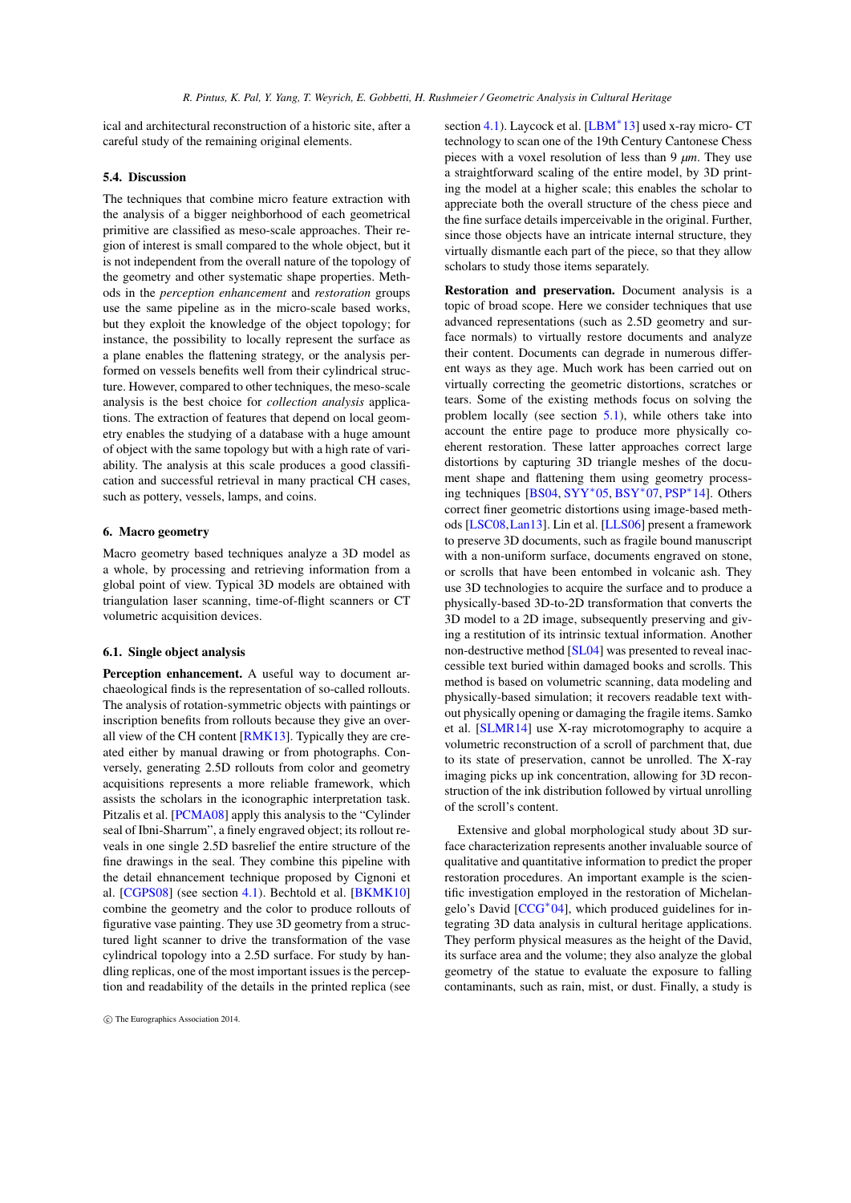ical and architectural reconstruction of a historic site, after a careful study of the remaining original elements.

### 5.4. Discussion

The techniques that combine micro feature extraction with the analysis of a bigger neighborhood of each geometrical primitive are classified as meso-scale approaches. Their region of interest is small compared to the whole object, but it is not independent from the overall nature of the topology of the geometry and other systematic shape properties. Methods in the *perception enhancement* and *restoration* groups use the same pipeline as in the micro-scale based works, but they exploit the knowledge of the object topology; for instance, the possibility to locally represent the surface as a plane enables the flattening strategy, or the analysis performed on vessels benefits well from their cylindrical structure. However, compared to other techniques, the meso-scale analysis is the best choice for *collection analysis* applications. The extraction of features that depend on local geometry enables the studying of a database with a huge amount of object with the same topology but with a high rate of variability. The analysis at this scale produces a good classification and successful retrieval in many practical CH cases, such as pottery, vessels, lamps, and coins.

## 6. Macro geometry

Macro geometry based techniques analyze a 3D model as a whole, by processing and retrieving information from a global point of view. Typical 3D models are obtained with triangulation laser scanning, time-of-flight scanners or CT volumetric acquisition devices.

### 6.1. Single object analysis

**Perception enhancement.** A useful way to document archaeological finds is the representation of so-called rollouts. The analysis of rotation-symmetric objects with paintings or inscription benefits from rollouts because they give an overall view of the CH content [RMK13]. Typically they are created either by manual drawing or from photographs. Conversely, generating 2.5D rollouts from color and geometry acquisitions represents a more reliable framework, which assists the scholars in the iconographic interpretation task. Pitzalis et al. [PCMA08] apply this analysis to the "Cylinder seal of Ibni-Sharrum", a finely engraved object; its rollout reveals in one single 2.5D basrelief the entire structure of the fine drawings in the seal. They combine this pipeline with the detail ehnancement technique proposed by Cignoni et al. [CGPS08] (see section 4.1). Bechtold et al. [BKMK10] combine the geometry and the color to produce rollouts of figurative vase painting. They use 3D geometry from a structured light scanner to drive the transformation of the vase cylindrical topology into a 2.5D surface. For study by handling replicas, one of the most important issues is the perception and readability of the details in the printed replica (see section 4.1). Laycock et al. [LBM*13] used x-ray micro- CT technology to scan one of the 19th Century Cantonese Chess pieces with a voxel resolution of less than 9 $\mu m$. They use a straightforward scaling of the entire model, by 3D printing the model at a higher scale; this enables the scholar to appreciate both the overall structure of the chess piece and the fine surface details imperceivable in the original. Further, since those objects have an intricate internal structure, they virtually dismantle each part of the piece, so that they allow scholars to study those items separately.

**Restoration and preservation.** Document analysis is a topic of broad scope. Here we consider techniques that use advanced representations (such as 2.5D geometry and surface normals) to virtually restore documents and analyze their content. Documents can degrade in numerous different ways as they age. Much work has been carried out on virtually correcting the geometric distortions, scratches or tears. Some of the existing methods focus on solving the problem locally (see section 5.1), while others take into account the entire page to produce more physically coeherent restoration. These latter approaches correct large distortions by capturing 3D triangle meshes of the document shape and flattening them using geometry processing techniques [BS04, SYY*05, BSY*07, PSP*14]. Others correct finer geometric distortions using image-based methods [LSC08,Lan13]. Lin et al. [LLS06] present a framework to preserve 3D documents, such as fragile bound manuscript with a non-uniform surface, documents engraved on stone, or scrolls that have been entombed in volcanic ash. They use 3D technologies to acquire the surface and to produce a physically-based 3D-to-2D transformation that converts the 3D model to a 2D image, subsequently preserving and giving a restitution of its intrinsic textual information. Another non-destructive method [SL04] was presented to reveal inaccessible text buried within damaged books and scrolls. This method is based on volumetric scanning, data modeling and physically-based simulation; it recovers readable text without physically opening or damaging the fragile items. Samko et al. [SLMR14] use X-ray microtomography to acquire a volumetric reconstruction of a scroll of parchment that, due to its state of preservation, cannot be unrolled. The X-ray imaging picks up ink concentration, allowing for 3D reconstruction of the ink distribution followed by virtual unrolling of the scroll's content.

Extensive and global morphological study about 3D surface characterization represents another invaluable source of qualitative and quantitative information to predict the proper restoration procedures. An important example is the scientific investigation employed in the restoration of Michelangelo's David [CCG*04], which produced guidelines for integrating 3D data analysis in cultural heritage applications. They perform physical measures as the height of the David, its surface area and the volume; they also analyze the global geometry of the statue to evaluate the exposure to falling contaminants, such as rain, mist, or dust. Finally, a study is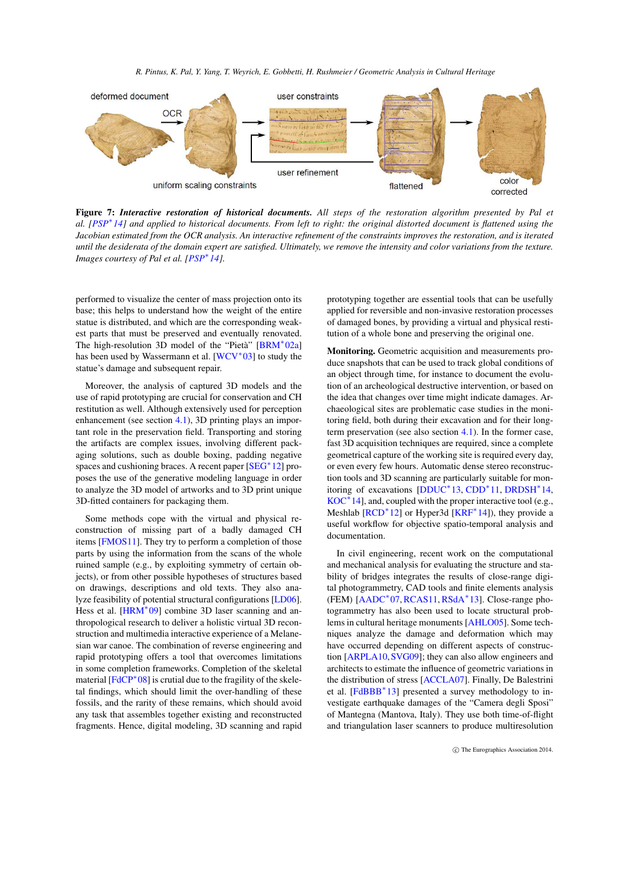deformed document

OCR

uniform scaling constraints

user constraints

user refinement

flattened

color corrected

**Figure 7:** ***Interactive restoration of historical documents.*** *All steps of the restoration algorithm presented by Pal et al. [PSP*14] and applied to historical documents. From left to right: the original distorted document is flattened using the Jacobian estimated from the OCR analysis. An interactive refinement of the constraints improves the restoration, and is iterated until the desiderata of the domain expert are satisfied. Ultimately, we remove the intensity and color variations from the texture. Images courtesy of Pal et al. [PSP*14].*

performed to visualize the center of mass projection onto its base; this helps to understand how the weight of the entire statue is distributed, and which are the corresponding weakest parts that must be preserved and eventually renovated. The high-resolution 3D model of the "Pietà" [BRM*02a] has been used by Wassermann et al. [WCV*03] to study the statue's damage and subsequent repair.

Moreover, the analysis of captured 3D models and the use of rapid prototyping are crucial for conservation and CH restitution as well. Although extensively used for perception enhancement (see section 4.1), 3D printing plays an important role in the preservation field. Transporting and storing the artifacts are complex issues, involving different packaging solutions, such as double boxing, padding negative spaces and cushioning braces. A recent paper [SEG*12] proposes the use of the generative modeling language in order to analyze the 3D model of artworks and to 3D print unique 3D-fitted containers for packaging them.

Some methods cope with the virtual and physical reconstruction of missing part of a badly damaged CH items [FMOS11]. They try to perform a completion of those parts by using the information from the scans of the whole ruined sample (e.g., by exploiting symmetry of certain objects), or from other possible hypotheses of structures based on drawings, descriptions and old texts. They also analyze feasibility of potential structural configurations [LD06]. Hess et al. [HRM*09] combine 3D laser scanning and anthropological research to deliver a holistic virtual 3D reconstruction and multimedia interactive experience of a Melanesian war canoe. The combination of reverse engineering and rapid prototyping offers a tool that overcomes limitations in some completion frameworks. Completion of the skeletal material [FdCP*08] is crutial due to the fragility of the skeletal findings, which should limit the over-handling of these fossils, and the rarity of these remains, which should avoid any task that assembles together existing and reconstructed fragments. Hence, digital modeling, 3D scanning and rapid prototyping together are essential tools that can be usefully applied for reversible and non-invasive restoration processes of damaged bones, by providing a virtual and physical restitution of a whole bone and preserving the original one.

**Monitoring.** Geometric acquisition and measurements produce snapshots that can be used to track global conditions of an object through time, for instance to document the evolution of an archeological destructive intervention, or based on the idea that changes over time might indicate damages. Archaeological sites are problematic case studies in the monitoring field, both during their excavation and for their long-term preservation (see also section 4.1). In the former case, fast 3D acquisition techniques are required, since a complete geometrical capture of the working site is required every day, or even every few hours. Automatic dense stereo reconstruction tools and 3D scanning are particularly suitable for monitoring of excavations [DDUC*13, CDD*11, DRDSH*14, KOC*14], and, coupled with the proper interactive tool (e.g., Meshlab [RCD*12] or Hyper3d [KRF*14]), they provide a useful workflow for objective spatio-temporal analysis and documentation.

In civil engineering, recent work on the computational and mechanical analysis for evaluating the structure and stability of bridges integrates the results of close-range digital photogrammetry, CAD tools and finite elements analysis (FEM) [AADC*07, RCAS11, RSdA*13]. Close-range photogrammetry has also been used to locate structural problems in cultural heritage monuments [AHLO05]. Some techniques analyze the damage and deformation which may have occurred depending on different aspects of construction [ARPLA10, SVG09]; they can also allow engineers and architects to estimate the influence of geometric variations in the distribution of stress [ACCLA07]. Finally, De Balestrini et al. [FdBBB*13] presented a survey methodology to investigate earthquake damages of the "Camera degli Sposi" of Mantegna (Mantova, Italy). They use both time-of-flight and triangulation laser scanners to produce multiresolution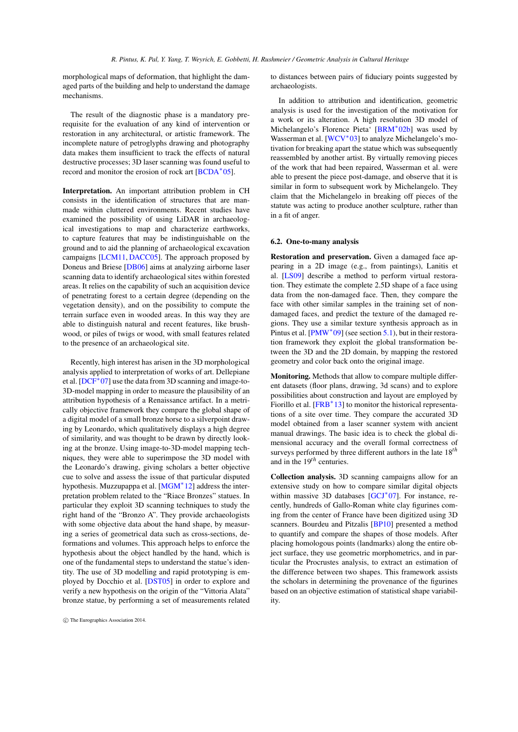morphological maps of deformation, that highlight the damaged parts of the building and help to understand the damage mechanisms.

The result of the diagnostic phase is a mandatory prerequisite for the evaluation of any kind of intervention or restoration in any architectural, or artistic framework. The incomplete nature of petroglyphs drawing and photography data makes them insufficient to track the effects of natural destructive processes; 3D laser scanning was found useful to record and monitor the erosion of rock art [BCDA*05].

**Interpretation.** An important attribution problem in CH consists in the identification of structures that are man-made within cluttered environments. Recent studies have examined the possibility of using LiDAR in archaeological investigations to map and characterize earthworks, to capture features that may be indistinguishable on the ground and to aid the planning of archaeological excavation campaigns [LCM11, DACC05]. The approach proposed by Doneus and Briese [DB06] aims at analyzing airborne laser scanning data to identify archaeological sites within forested areas. It relies on the capability of such an acquisition device of penetrating forest to a certain degree (depending on the vegetation density), and on the possibility to compute the terrain surface even in wooded areas. In this way they are able to distinguish natural and recent features, like brushwood, or piles of twigs or wood, with small features related to the presence of an archaeological site.

Recently, high interest has arisen in the 3D morphological analysis applied to interpretation of works of art. Dellepiane et al. [DCF*07] use the data from 3D scanning and image-to-3D-model mapping in order to measure the plausibility of an attribution hypothesis of a Renaissance artifact. In a metrically objective framework they compare the global shape of a digital model of a small bronze horse to a silverpoint drawing by Leonardo, which qualitatively displays a high degree of similarity, and was thought to be drawn by directly looking at the bronze. Using image-to-3D-model mapping techniques, they were able to superimpose the 3D model with the Leonardo's drawing, giving scholars a better objective cue to solve and assess the issue of that particular disputed hypothesis. Muzzupappa et al. [MGM*12] address the interpretation problem related to the "Riace Bronzes" statues. In particular they exploit 3D scanning techniques to study the right hand of the "Bronzo A". They provide archaeologists with some objective data about the hand shape, by measuring a series of geometrical data such as cross-sections, deformations and volumes. This approach helps to enforce the hypothesis about the object handled by the hand, which is one of the fundamental steps to understand the statue's identity. The use of 3D modelling and rapid prototyping is employed by Docchio et al. [DST05] in order to explore and verify a new hypothesis on the origin of the "Vittoria Alata" bronze statue, by performing a set of measurements related to distances between pairs of fiduciary points suggested by archaeologists.

In addition to attribution and identification, geometric analysis is used for the investigation of the motivation for a work or its alteration. A high resolution 3D model of Michelangelo's Florence Pieta' [BRM*02b] was used by Wasserman et al. [WCV*03] to analyze Michelangelo's motivation for breaking apart the statue which was subsequently reassembled by another artist. By virtually removing pieces of the work that had been repaired, Wasserman et al. were able to present the piece post-damage, and observe that it is similar in form to subsequent work by Michelangelo. They claim that the Michelangelo in breaking off pieces of the statute was acting to produce another sculpture, rather than in a fit of anger.

### 6.2. One-to-many analysis

**Restoration and preservation.** Given a damaged face appearing in a 2D image (e.g., from paintings), Lanitis et al. [LS09] describe a method to perform virtual restoration. They estimate the complete 2.5D shape of a face using data from the non-damaged face. Then, they compare the face with other similar samples in the training set of non-damaged faces, and predict the texture of the damaged regions. They use a similar texture synthesis approach as in Pintus et al. [PMW*09] (see section 5.1), but in their restoration framework they exploit the global transformation between the 3D and the 2D domain, by mapping the restored geometry and color back onto the original image.

**Monitoring.** Methods that allow to compare multiple different datasets (floor plans, drawing, 3d scans) and to explore possibilities about construction and layout are employed by Fiorillo et al. [FRB*13] to monitor the historical representations of a site over time. They compare the accurated 3D model obtained from a laser scanner system with ancient manual drawings. The basic idea is to check the global dimensional accuracy and the overall formal correctness of surveys performed by three different authors in the late $18^{th}$ and in the $19^{th}$ centuries.

**Collection analysis.** 3D scanning campaigns allow for an extensive study on how to compare similar digital objects within massive 3D databases [GCJ*07]. For instance, recently, hundreds of Gallo-Roman white clay figurines coming from the center of France have been digitized using 3D scanners. Bourdeu and Pitzalis [BP10] presented a method to quantify and compare the shapes of those models. After placing homologous points (landmarks) along the entire object surface, they use geometric morphometrics, and in particular the Procrustes analysis, to extract an estimation of the difference between two shapes. This framework assists the scholars in determining the provenance of the figurines based on an objective estimation of statistical shape variability.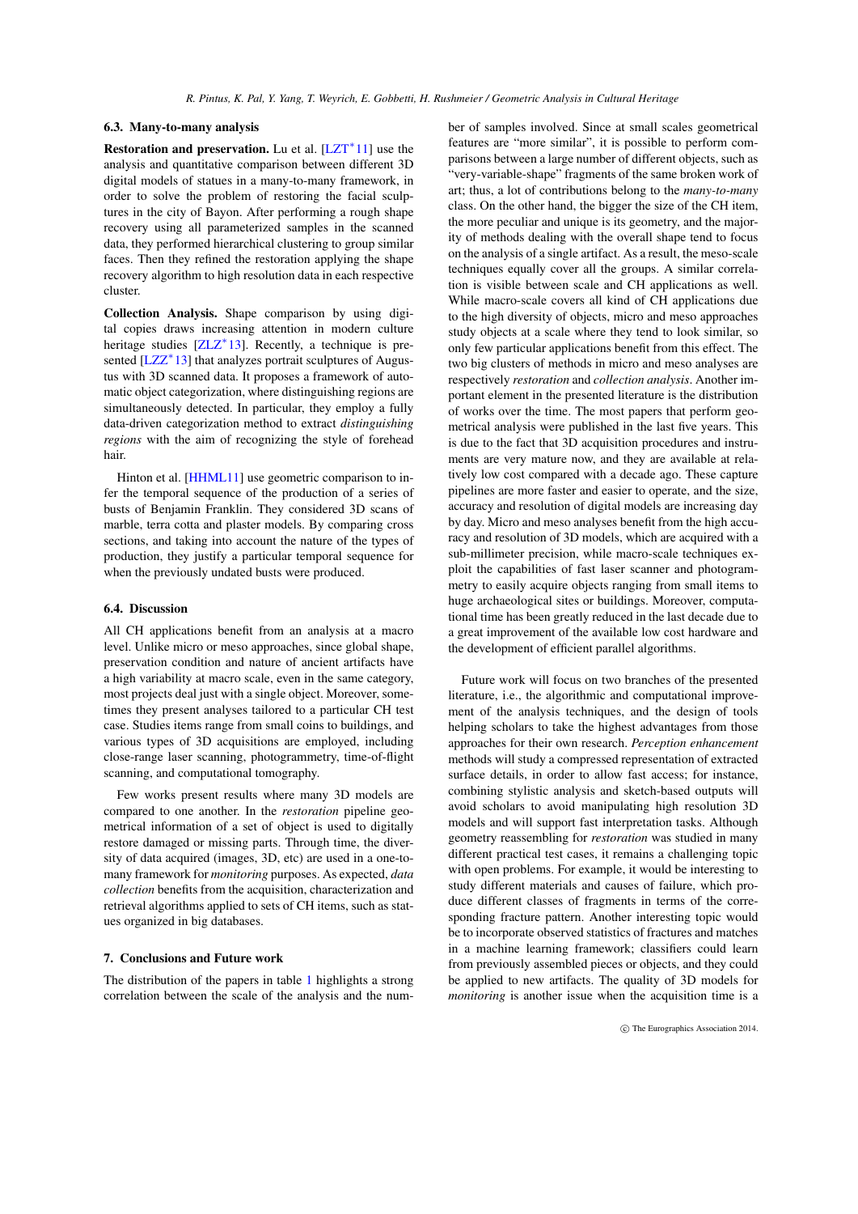### 6.3. Many-to-many analysis

**Restoration and preservation.** Lu et al. [LZT*11] use the analysis and quantitative comparison between different 3D digital models of statues in a many-to-many framework, in order to solve the problem of restoring the facial sculptures in the city of Bayon. After performing a rough shape recovery using all parameterized samples in the scanned data, they performed hierarchical clustering to group similar faces. Then they refined the restoration applying the shape recovery algorithm to high resolution data in each respective cluster.

**Collection Analysis.** Shape comparison by using digital copies draws increasing attention in modern culture heritage studies [ZLZ*13]. Recently, a technique is presented [LZZ*13] that analyzes portrait sculptures of Augustus with 3D scanned data. It proposes a framework of automatic object categorization, where distinguishing regions are simultaneously detected. In particular, they employ a fully data-driven categorization method to extract *distinguishing regions* with the aim of recognizing the style of forehead hair.

Hinton et al. [HHML11] use geometric comparison to infer the temporal sequence of the production of a series of busts of Benjamin Franklin. They considered 3D scans of marble, terra cotta and plaster models. By comparing cross sections, and taking into account the nature of the types of production, they justify a particular temporal sequence for when the previously undated busts were produced.

### 6.4. Discussion

All CH applications benefit from an analysis at a macro level. Unlike micro or meso approaches, since global shape, preservation condition and nature of ancient artifacts have a high variability at macro scale, even in the same category, most projects deal just with a single object. Moreover, sometimes they present analyses tailored to a particular CH test case. Studies items range from small coins to buildings, and various types of 3D acquisitions are employed, including close-range laser scanning, photogrammetry, time-of-flight scanning, and computational tomography.

Few works present results where many 3D models are compared to one another. In the *restoration* pipeline geometrical information of a set of object is used to digitally restore damaged or missing parts. Through time, the diversity of data acquired (images, 3D, etc) are used in a one-to-many framework for *monitoring* purposes. As expected, *data collection* benefits from the acquisition, characterization and retrieval algorithms applied to sets of CH items, such as statues organized in big databases.

## 7. Conclusions and Future work

The distribution of the papers in table 1 highlights a strong correlation between the scale of the analysis and the number of samples involved. Since at small scales geometrical features are "more similar", it is possible to perform comparisons between a large number of different objects, such as "very-variable-shape" fragments of the same broken work of art; thus, a lot of contributions belong to the *many-to-many* class. On the other hand, the bigger the size of the CH item, the more peculiar and unique is its geometry, and the majority of methods dealing with the overall shape tend to focus on the analysis of a single artifact. As a result, the meso-scale techniques equally cover all the groups. A similar correlation is visible between scale and CH applications as well. While macro-scale covers all kind of CH applications due to the high diversity of objects, micro and meso approaches study objects at a scale where they tend to look similar, so only few particular applications benefit from this effect. The two big clusters of methods in micro and meso analyses are respectively *restoration* and *collection analysis*. Another important element in the presented literature is the distribution of works over the time. The most papers that perform geometrical analysis were published in the last five years. This is due to the fact that 3D acquisition procedures and instruments are very mature now, and they are available at relatively low cost compared with a decade ago. These capture pipelines are more faster and easier to operate, and the size, accuracy and resolution of digital models are increasing day by day. Micro and meso analyses benefit from the high accuracy and resolution of 3D models, which are acquired with a sub-millimeter precision, while macro-scale techniques exploit the capabilities of fast laser scanner and photogrammetry to easily acquire objects ranging from small items to huge archaeological sites or buildings. Moreover, computational time has been greatly reduced in the last decade due to a great improvement of the available low cost hardware and the development of efficient parallel algorithms.

Future work will focus on two branches of the presented literature, i.e., the algorithmic and computational improvement of the analysis techniques, and the design of tools helping scholars to take the highest advantages from those approaches for their own research. *Perception enhancement* methods will study a compressed representation of extracted surface details, in order to allow fast access; for instance, combining stylistic analysis and sketch-based outputs will avoid scholars to avoid manipulating high resolution 3D models and will support fast interpretation tasks. Although geometry reassembling for *restoration* was studied in many different practical test cases, it remains a challenging topic with open problems. For example, it would be interesting to study different materials and causes of failure, which produce different classes of fragments in terms of the corresponding fracture pattern. Another interesting topic would be to incorporate observed statistics of fractures and matches in a machine learning framework; classifiers could learn from previously assembled pieces or objects, and they could be applied to new artifacts. The quality of 3D models for *monitoring* is another issue when the acquisition time is a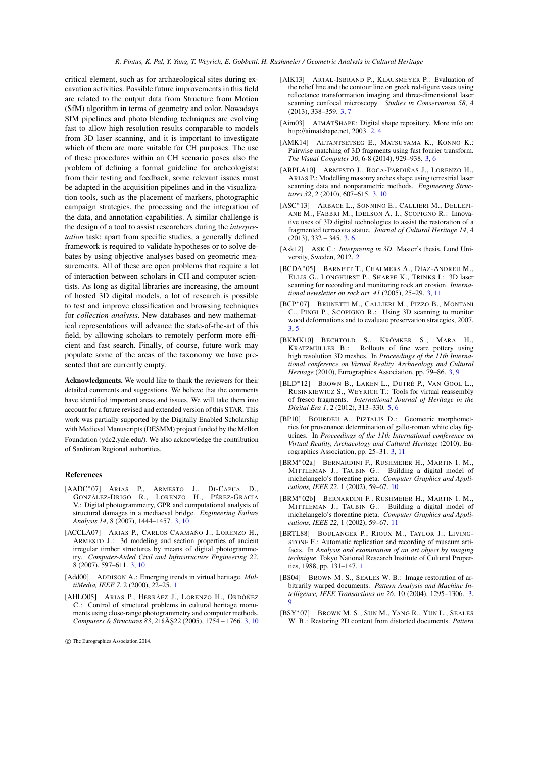critical element, such as for archaeological sites during excavation activities. Possible future improvements in this field are related to the output data from Structure from Motion (SfM) algorithm in terms of geometry and color. Nowadays SfM pipelines and photo blending techniques are evolving fast to allow high resolution results comparable to models from 3D laser scanning, and it is important to investigate which of them are more suitable for CH purposes. The use of these procedures within an CH scenario poses also the problem of defining a formal guideline for archeologists; from their testing and feedback, some relevant issues must be adapted in the acquisition pipelines and in the visualization tools, such as the placement of markers, photographic campaign strategies, the processing and the integration of the data, and annotation capabilities. A similar challenge is the design of a tool to assist researchers during the *interpretation* task; apart from specific studies, a generally defined framework is required to validate hypotheses or to solve debates by using objective analyses based on geometric measurements. All of these are open problems that require a lot of interaction between scholars in CH and computer scientists. As long as digital libraries are increasing, the amount of hosted 3D digital models, a lot of research is possible to test and improve classification and browsing techniques for *collection analysis*. New databases and new mathematical representations will advance the state-of-the-art of this field, by allowing scholars to remotely perform more efficient and fast search. Finally, of course, future work may populate some of the areas of the taxonomy we have presented that are currently empty.

**Acknowledgments.** We would like to thank the reviewers for their detailed comments and suggestions. We believe that the comments have identified important areas and issues. We will take them into account for a future revised and extended version of this STAR. This work was partially supported by the Digitally Enabled Scholarship with Medieval Manuscripts (DESMM) project funded by the Mellon Foundation (ydc2.yale.edu/). We also acknowledge the contribution of Sardinian Regional authorities.

## References

[AADC*07] ARIAS P., ARMESTO J., DI-CAPUA D., GONZÁLEZ-DRIGO R., LORENZO H., PÉREZ-GRACIA V.: Digital photogrammetry, GPR and computational analysis of structural damages in a mediaeval bridge. *Engineering Failure Analysis 14*, 8 (2007), 1444–1457. 3, 10

[ACCLA07] ARIAS P., CARLOS CAAMAÑO J., LORENZO H., ARMESTO J.: 3d modeling and section properties of ancient irregular timber structures by means of digital photogrammetry. *Computer-Aided Civil and Infrastructure Engineering 22*, 8 (2007), 597–611. 3, 10

[Add00] ADDISON A.: Emerging trends in virtual heritage. *MultiMedia, IEEE 7*, 2 (2000), 22–25. 1

[AHLO05] ARIAS P., HERRÁEZ J., LORENZO H., ORDÓÑEZ C.: Control of structural problems in cultural heritage monuments using close-range photogrammetry and computer methods. *Computers & Structures 83*, 21âĂŞ22 (2005), 1754 – 1766. 3, 10

[AIK13] ARTAL-ISBRAND P., KLAUSMEYER P.: Evaluation of the relief line and the contour line on greek red-figure vases using reflectance transformation imaging and three-dimensional laser scanning confocal microscopy. *Studies in Conservation 58*, 4 (2013), 338–359. 3, 7

[Aim03] AIMATSHAPE: Digital shape repository. More info on: http://aimatshape.net, 2003. 2, 4

[AMK14] ALTANTSETSEG E., MATSUYAMA K., KONNO K.: Pairwise matching of 3D fragments using fast fourier transform. *The Visual Computer 30*, 6-8 (2014), 929–938. 3, 6

[ARPLA10] ARMESTO J., ROCA-PARDIÑAS J., LORENZO H., ARIAS P.: Modelling masonry arches shape using terrestrial laser scanning data and nonparametric methods. *Engineering Structures 32*, 2 (2010), 607–615. 3, 10

[ASC*13] ARBACE L., SONNINO E., CALLIERI M., DELLEPIANE M., FABBRI M., IDELSON A. I., SCOPIGNO R.: Innovative uses of 3D digital technologies to assist the restoration of a fragmented terracotta statue. *Journal of Cultural Heritage 14*, 4 (2013), 332 – 345. 3, 6

[Ask12] ASK C.: *Interpreting in 3D*. Master's thesis, Lund University, Sweden, 2012. 2

[BCDA*05] BARNETT T., CHALMERS A., DÍAZ-ANDREU M., ELLIS G., LONGHURST P., SHARPE K., TRINKS I.: 3D laser scanning for recording and monitoring rock art erosion. *International newsletter on rock art. 41* (2005), 25–29. 3, 11

[BCP*07] BRUNETTI M., CALLIERI M., PIZZO B., MONTANI C., PINGI P., SCOPIGNO R.: Using 3D scanning to monitor wood deformations and to evaluate preservation strategies, 2007. 3, 5

[BKMK10] BECHTOLD S., KRÖMKER S., MARA H., KRATZMÜLLER B.: Rollouts of fine ware pottery using high resolution 3D meshes. In *Proceedings of the 11th International conference on Virtual Reality, Archaeology and Cultural Heritage* (2010), Eurographics Association, pp. 79–86. 3, 9

[BLD*12] BROWN B., LAKEN L., DUTRÉ P., VAN GOOL L., RUSINKIEWICZ S., WEYRICH T.: Tools for virtual reassembly of fresco fragments. *International Journal of Heritage in the Digital Era 1*, 2 (2012), 313–330. 5, 6

[BP10] BOURDEU A., PIZTALIS D.: Geometric morphometrics for provenance determination of gallo-roman white clay figurines. In *Proceedings of the 11th International conference on Virtual Reality, Archaeology and Cultural Heritage* (2010), Eurographics Association, pp. 25–31. 3, 11

[BRM*02a] BERNARDINI F., RUSHMEIER H., MARTIN I. M., MITTLEMAN J., TAUBIN G.: Building a digital model of michelangelo's florentine pieta. *Computer Graphics and Applications, IEEE 22*, 1 (2002), 59–67. 10

[BRM*02b] BERNARDINI F., RUSHMEIER H., MARTIN I. M., MITTLEMAN J., TAUBIN G.: Building a digital model of michelangelo's florentine pieta. *Computer Graphics and Applications, IEEE 22*, 1 (2002), 59–67. 11

[BRTL88] BOULANGER P., RIOUX M., TAYLOR J., LIVINGSTONE F.: Automatic replication and recording of museum artifacts. In *Analysis and examination of an art object by imaging technique*. Tokyo National Research Institute of Cultural Properties, 1988, pp. 131–147. 1

[BS04] BROWN M. S., SEALES W. B.: Image restoration of arbitrarily warped documents. *Pattern Analysis and Machine Intelligence, IEEE Transactions on 26*, 10 (2004), 1295–1306. 3, 9

[BSY*07] BROWN M. S., SUN M., YANG R., YUN L., SEALES W. B.: Restoring 2D content from distorted documents. *Pattern*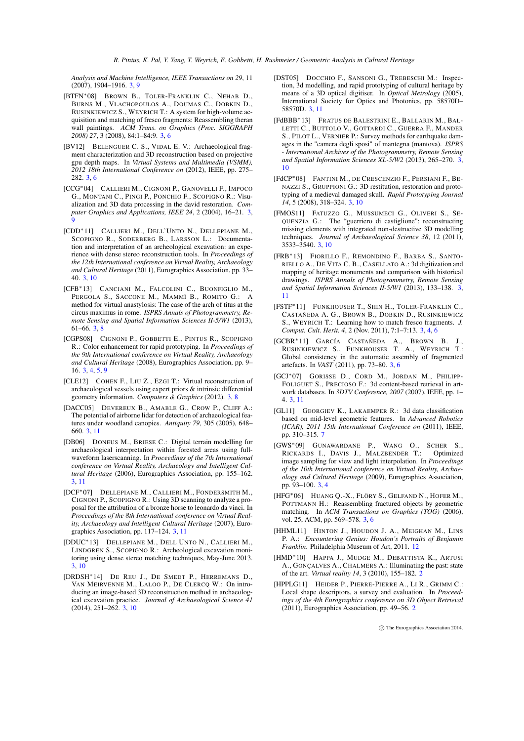*Analysis and Machine Intelligence, IEEE Transactions on 29*, 11 (2007), 1904–1916. 3, 9

[BTFN*08] Brown B., Toler-Franklin C., Nehab D., Burns M., Vlachopoulos A., Doumas C., Dobkin D., Rusinkiewicz S., Weyrich T.: A system for high-volume acquisition and matching of fresco fragments: Reassembling theran wall paintings. *ACM Trans. on Graphics (Proc. SIGGRAPH 2008) 27*, 3 (2008), 84:1–84:9. 3, 6

[BV12] Belenguer C. S., Vidal E. V.: Archaeological fragment characterization and 3D reconstruction based on projective gpu depth maps. In *Virtual Systems and Multimedia (VSMM), 2012 18th International Conference on* (2012), IEEE, pp. 275–282. 3, 6

[CCG*04] Callieri M., Cignoni P., Ganovelli F., Impoco G., Montani C., Pingi P., Ponchio F., Scopigno R.: Visualization and 3D data processing in the david restoration. *Computer Graphics and Applications, IEEE 24*, 2 (2004), 16–21. 3, 9

[CDD*11] Callieri M., Dell'Unto N., Dellepiane M., Scopigno R., Soderberg B., Larsson L.: Documentation and interpretation of an archeological excavation: an experience with dense stereo reconstruction tools. In *Proceedings of the 12th International conference on Virtual Reality, Archaeology and Cultural Heritage* (2011), Eurographics Association, pp. 33–40. 3, 10

[CFB*13] Canciani M., Falcolini C., Buonfiglio M., Pergola S., Saccone M., Mammì B., Romito G.: A method for virtual anastylosis: The case of the arch of titus at the circus maximus in rome. *ISPRS Annals of Photogrammetry, Remote Sensing and Spatial Information Sciences II-5/W1* (2013), 61–66. 3, 8

[CGPS08] Cignoni P., Gobbetti E., Pintus R., Scopigno R.: Color enhancement for rapid prototyping. In *Proceedings of the 9th International conference on Virtual Reality, Archaeology and Cultural Heritage* (2008), Eurographics Association, pp. 9–16. 3, 4, 5, 9

[CLE12] Cohen F., Liu Z., Ezgi T.: Virtual reconstruction of archaeological vessels using expert priors & intrinsic differential geometry information. *Computers & Graphics* (2012). 3, 8

[DACC05] Devereux B., Amable G., Crow P., Cliff A.: The potential of airborne lidar for detection of archaeological features under woodland canopies. *Antiquity 79*, 305 (2005), 648–660. 3, 11

[DB06] Doneus M., Briese C.: Digital terrain modelling for archaeological interpretation within forested areas using full-waveform laserscanning. In *Proceedings of the 7th International conference on Virtual Reality, Archaeology and Intelligent Cultural Heritage* (2006), Eurographics Association, pp. 155–162. 3, 11

[DCF*07] Dellepiane M., Callieri M., Fondersmith M., Cignoni P., Scopigno R.: Using 3D scanning to analyze a proposal for the attribution of a bronze horse to leonardo da vinci. In *Proceedings of the 8th International conference on Virtual Reality, Archaeology and Intelligent Cultural Heritage* (2007), Eurographics Association, pp. 117–124. 3, 11

[DDUC*13] Dellepiane M., Dell Unto N., Callieri M., Lindgren S., Scopigno R.: Archeological excavation monitoring using dense stereo matching techniques, May-June 2013. 3, 10

[DRDSH*14] De Reu J., De Smedt P., Herremans D., Van Meirvenne M., Laloo P., De Clercq W.: On introducing an image-based 3D reconstruction method in archaeological excavation practice. *Journal of Archaeological Science 41* (2014), 251–262. 3, 10

[DST05] Docchio F., Sansoni G., Trebeschi M.: Inspection, 3d modelling, and rapid prototyping of cultural heritage by means of a 3D optical digitiser. In *Optical Metrology* (2005), International Society for Optics and Photonics, pp. 58570D–58570D. 3, 11

[FdBBB*13] Fratus de Balestrini E., Ballarin M., Balletti C., Buttolo V., Gottardi C., Guerra F., Mander S., Pilot L., Vernier P.: Survey methods for earthquake damages in the "camera degli sposi" of mantegna (mantova). *ISPRS - International Archives of the Photogrammetry, Remote Sensing and Spatial Information Sciences XL-5/W2* (2013), 265–270. 3, 10

[FdCP*08] Fantini M., de Crescenzio F., Persiani F., Benazzi S., Gruppioni G.: 3D restitution, restoration and prototyping of a medieval damaged skull. *Rapid Prototyping Journal 14*, 5 (2008), 318–324. 3, 10

[FMOS11] Fatuzzo G., Mussumeci G., Oliveri S., Sequenzia G.: The "guerriero di castiglione": reconstructing missing elements with integrated non-destructive 3D modelling techniques. *Journal of Archaeological Science 38*, 12 (2011), 3533–3540. 3, 10

[FRB*13] Fiorillo F., Remondino F., Barba S., Santoriello A., De Vita C. B., Casellato A.: 3d digitization and mapping of heritage monuments and comparison with historical drawings. *ISPRS Annals of Photogrammetry, Remote Sensing and Spatial Information Sciences II-5/W1* (2013), 133–138. 3, 11

[FSTF*11] Funkhouser T., Shin H., Toler-Franklin C., Castañeda A. G., Brown B., Dobkin D., Rusinkiewicz S., Weyrich T.: Learning how to match fresco fragments. *J. Comput. Cult. Herit. 4*, 2 (Nov. 2011), 7:1–7:13. 3, 4, 6

[GCBR*11] García Castañeda A., Brown B. J., Rusinkiewicz S., Funkhouser T. A., Weyrich T.: Global consistency in the automatic assembly of fragmented artefacts. In *VAST* (2011), pp. 73–80. 3, 6

[GCJ*07] Gorisse D., Cord M., Jordan M., Philipp-Foliguet S., Precioso F.: 3d content-based retrieval in artwork databases. In *3DTV Conference, 2007* (2007), IEEE, pp. 1–4. 3, 11

[GL11] Georgiev K., Lakaemper R.: 3d data classification based on mid-level geometric features. In *Advanced Robotics (ICAR), 2011 15th International Conference on* (2011), IEEE, pp. 310–315. 7

[GWS*09] Gunawardane P., Wang O., Scher S., Rickards I., Davis J., Malzbender T.: Optimized image sampling for view and light interpolation. In *Proceedings of the 10th International conference on Virtual Reality, Archaeology and Cultural Heritage* (2009), Eurographics Association, pp. 93–100. 3, 4

[HFG*06] Huang Q.-X., Flöry S., Gelfand N., Hofer M., Pottmann H.: Reassembling fractured objects by geometric matching. In *ACM Transactions on Graphics (TOG)* (2006), vol. 25, ACM, pp. 569–578. 3, 6

[HHML11] Hinton J., Houdon J. A., Meighan M., Lins P. A.: *Encountering Genius: Houdon's Portraits of Benjamin Franklin*. Philadelphia Museum of Art, 2011. 12

[HMD*10] Happa J., Mudge M., Debattista K., Artusi A., Gonçalves A., Chalmers A.: Illuminating the past: state of the art. *Virtual reality 14*, 3 (2010), 155–182. 2

[HPPLG11] Heider P., Pierre-Pierre A., Li R., Grimm C.: Local shape descriptors, a survey and evaluation. In *Proceedings of the 4th Eurographics conference on 3D Object Retrieval* (2011), Eurographics Association, pp. 49–56. 2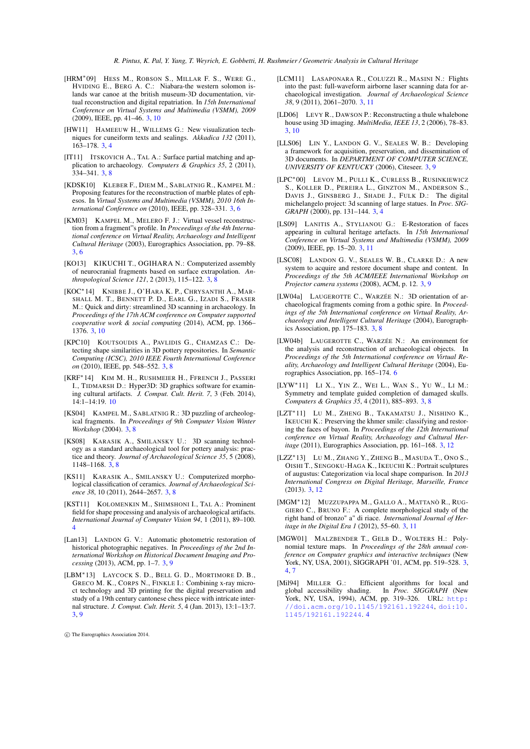[HRM*09] Hess M., Robson S., Millar F. S., Were G., Hviding E., Berg A. C.: Niabara-the western solomon islands war canoe at the british museum-3D documentation, virtual reconstruction and digital repatriation. In *15th International Conference on Virtual Systems and Multimedia (VSMM), 2009* (2009), IEEE, pp. 41–46. 3, 10

[HW11] Hameeuw H., Willems G.: New visualization techniques for cuneiform texts and sealings. *Akkadica 132* (2011), 163–178. 3, 4

[IT11] Itskovich A., Tal A.: Surface partial matching and application to archaeology. *Computers & Graphics 35*, 2 (2011), 334–341. 3, 8

[KDSK10] Kleber F., Diem M., Sablatnig R., Kampel M.: Proposing features for the reconstruction of marble plates of ephesos. In *Virtual Systems and Multimedia (VSMM), 2010 16th International Conference on* (2010), IEEE, pp. 328–331. 3, 6

[KM03] Kampel M., Melero F. J.: Virtual vessel reconstruction from a fragment"s profile. In *Proceedings of the 4th International conference on Virtual Reality, Archaeology and Intelligent Cultural Heritage* (2003), Eurographics Association, pp. 79–88. 3, 6

[KO13] Kikuchi T., Ogihara N.: Computerized assembly of neurocranial fragments based on surface extrapolation. *Anthropological Science 121*, 2 (2013), 115–122. 3, 8

[KOC*14] Knibbe J., O'Hara K. P., Chrysanthi A., Marshall M. T., Bennett P. D., Earl G., Izadi S., Fraser M.: Quick and dirty: streamlined 3D scanning in archaeology. In *Proceedings of the 17th ACM conference on Computer supported cooperative work & social computing* (2014), ACM, pp. 1366–1376. 3, 10

[KPC10] Koutsoudis A., Pavlidis G., Chamzas C.: Detecting shape similarities in 3D pottery repositories. In *Semantic Computing (ICSC), 2010 IEEE Fourth International Conference on* (2010), IEEE, pp. 548–552. 3, 8

[KRF*14] Kim M. H., Rushmeier H., Ffrench J., Passeri I., Tidmarsh D.: Hyper3D: 3D graphics software for examining cultural artifacts. *J. Comput. Cult. Herit. 7*, 3 (Feb. 2014), 14:1–14:19. 10

[KS04] Kampel M., Sablatnig R.: 3D puzzling of archeological fragments. In *Proceedings of 9th Computer Vision Winter Workshop* (2004). 3, 8

[KS08] Karasik A., Smilansky U.: 3D scanning technology as a standard archaeological tool for pottery analysis: practice and theory. *Journal of Archaeological Science 35*, 5 (2008), 1148–1168. 3, 8

[KS11] Karasik A., Smilansky U.: Computerized morphological classification of ceramics. *Journal of Archaeological Science 38*, 10 (2011), 2644–2657. 3, 8

[KST11] Kolomenkin M., Shimshoni I., Tal A.: Prominent field for shape processing and analysis of archaeological artifacts. *International Journal of Computer Vision 94*, 1 (2011), 89–100. 4

[Lan13] Landon G. V.: Automatic photometric restoration of historical photographic negatives. In *Proceedings of the 2nd International Workshop on Historical Document Imaging and Processing* (2013), ACM, pp. 1–7. 3, 9

[LBM*13] Laycock S. D., Bell G. D., Mortimore D. B., Greco M. K., Corps N., Finkle I.: Combining x-ray micro-ct technology and 3D printing for the digital preservation and study of a 19th century cantonese chess piece with intricate internal structure. *J. Comput. Cult. Herit. 5*, 4 (Jan. 2013), 13:1–13:7. 3, 9

[LCM11] Lasaponara R., Coluzzi R., Masini N.: Flights into the past: full-waveform airborne laser scanning data for archaeological investigation. *Journal of Archaeological Science 38*, 9 (2011), 2061–2070. 3, 11

[LD06] Levy R., Dawson P.: Reconstructing a thule whalebone house using 3D imaging. *MultiMedia, IEEE 13*, 2 (2006), 78–83. 3, 10

[LLS06] Lin Y., Landon G. V., Seales W. B.: Developing a framework for acquisition, preservation, and dissemination of 3D documents. In *DEPARTMENT OF COMPUTER SCIENCE, UNIVERSITY OF KENTUCKY* (2006), Citeseer. 3, 9

[LPC*00] Levoy M., Pulli K., Curless B., Rusinkiewicz S., Koller D., Pereira L., Ginzton M., Anderson S., Davis J., Ginsberg J., Shade J., Fulk D.: The digital michelangelo project: 3d scanning of large statues. In *Proc. SIGGRAPH* (2000), pp. 131–144. 3, 4

[LS09] Lanitis A., Stylianou G.: E-Restoration of faces appearing in cultural heritage artefacts. In *15th International Conference on Virtual Systems and Multimedia (VSMM), 2009* (2009), IEEE, pp. 15–20. 3, 11

[LSC08] Landon G. V., Seales W. B., Clarke D.: A new system to acquire and restore document shape and content. In *Proceedings of the 5th ACM/IEEE International Workshop on Projector camera systems* (2008), ACM, p. 12. 3, 9

[LW04a] Laugerotte C., Warzée N.: 3D orientation of archaeological fragments coming from a gothic spire. In *Proceedings of the 5th International conference on Virtual Reality, Archaeology and Intelligent Cultural Heritage* (2004), Eurographics Association, pp. 175–183. 3, 8

[LW04b] Laugerotte C., Warzée N.: An environment for the analysis and reconstruction of archaeological objects. In *Proceedings of the 5th International conference on Virtual Reality, Archaeology and Intelligent Cultural Heritage* (2004), Eurographics Association, pp. 165–174. 6

[LYW*11] Li X., Yin Z., Wei L., Wan S., Yu W., Li M.: Symmetry and template guided completion of damaged skulls. *Computers & Graphics 35*, 4 (2011), 885–893. 3, 8

[LZT*11] Lu M., Zheng B., Takamatsu J., Nishino K., Ikeuchi K.: Preserving the khmer smile: classifying and restoring the faces of bayon. In *Proceedings of the 12th International conference on Virtual Reality, Archaeology and Cultural Heritage* (2011), Eurographics Association, pp. 161–168. 3, 12

[LZZ*13] Lu M., Zhang Y., Zheng B., Masuda T., Ono S., Oishi T., Sengoku-Haga K., Ikeuchi K.: Portrait sculptures of augustus: Categorization via local shape comparison. In *2013 International Congress on Digital Heritage, Marseille, France* (2013). 3, 12

[MGM*12] Muzzupappa M., Gallo A., Mattanò R., Ruggiero C., Bruno F.: A complete morphological study of the right hand of bronzo" a" di riace. *International Journal of Heritage in the Digital Era 1* (2012), 55–60. 3, 11

[MGW01] Malzbender T., Gelb D., Wolters H.: Polynomial texture maps. In *Proceedings of the 28th annual conference on Computer graphics and interactive techniques* (New York, NY, USA, 2001), SIGGRAPH '01, ACM, pp. 519–528. 3, 4, 7

[Mil94] Miller G.: Efficient algorithms for local and global accessibility shading. In *Proc. SIGGRAPH* (New York, NY, USA, 1994), ACM, pp. 319–326. URL: http://doi.acm.org/10.1145/192161.192244, doi:10.1145/192161.192244. 4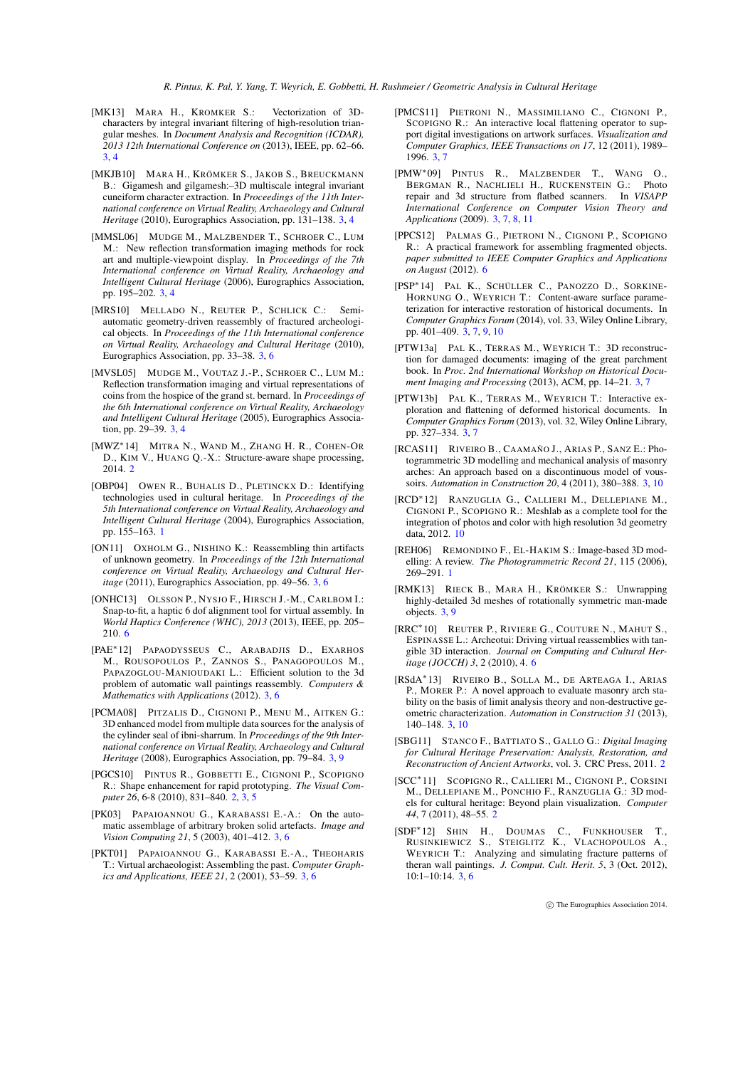[MK13] Mara H., Kromker S.: Vectorization of 3D-characters by integral invariant filtering of high-resolution triangular meshes. In *Document Analysis and Recognition (ICDAR), 2013 12th International Conference on* (2013), IEEE, pp. 62–66. 3, 4

[MKJB10] Mara H., Krömker S., Jakob S., Breuckmann B.: Gigamesh and gilgamesh:–3D multiscale integral invariant cuneiform character extraction. In *Proceedings of the 11th International conference on Virtual Reality, Archaeology and Cultural Heritage* (2010), Eurographics Association, pp. 131–138. 3, 4

[MMSL06] Mudge M., Malzbender T., Schroer C., Lum M.: New reflection transformation imaging methods for rock art and multiple-viewpoint display. In *Proceedings of the 7th International conference on Virtual Reality, Archaeology and Intelligent Cultural Heritage* (2006), Eurographics Association, pp. 195–202. 3, 4

[MRS10] Mellado N., Reuter P., Schlick C.: Semi-automatic geometry-driven reassembly of fractured archeological objects. In *Proceedings of the 11th International conference on Virtual Reality, Archaeology and Cultural Heritage* (2010), Eurographics Association, pp. 33–38. 3, 6

[MVSL05] Mudge M., Voutaz J.-P., Schroer C., Lum M.: Reflection transformation imaging and virtual representations of coins from the hospice of the grand st. bernard. In *Proceedings of the 6th International conference on Virtual Reality, Archaeology and Intelligent Cultural Heritage* (2005), Eurographics Association, pp. 29–39. 3, 4

[MWZ*14] Mitra N., Wand M., Zhang H. R., Cohen-Or D., Kim V., Huang Q.-X.: Structure-aware shape processing, 2014. 2

[OBP04] Owen R., Buhalis D., Pletinckx D.: Identifying technologies used in cultural heritage. In *Proceedings of the 5th International conference on Virtual Reality, Archaeology and Intelligent Cultural Heritage* (2004), Eurographics Association, pp. 155–163. 1

[ON11] Oxholm G., Nishino K.: Reassembling thin artifacts of unknown geometry. In *Proceedings of the 12th International conference on Virtual Reality, Archaeology and Cultural Heritage* (2011), Eurographics Association, pp. 49–56. 3, 6

[ONHC13] Olsson P., Nysjo F., Hirsch J.-M., Carlbom I.: Snap-to-fit, a haptic 6 dof alignment tool for virtual assembly. In *World Haptics Conference (WHC), 2013* (2013), IEEE, pp. 205–210. 6

[PAE*12] Papaodysseus C., Arabadjis D., Exarhos M., Rousopoulos P., Zannos S., Panagopoulos M., Papazoglou-Manioudaki L.: Efficient solution to the 3d problem of automatic wall paintings reassembly. *Computers & Mathematics with Applications* (2012). 3, 6

[PCMA08] Pitzalis D., Cignoni P., Menu M., Aitken G.: 3D enhanced model from multiple data sources for the analysis of the cylinder seal of ibni-sharrum. In *Proceedings of the 9th International conference on Virtual Reality, Archaeology and Cultural Heritage* (2008), Eurographics Association, pp. 79–84. 3, 9

[PGCS10] Pintus R., Gobbetti E., Cignoni P., Scopigno R.: Shape enhancement for rapid prototyping. *The Visual Computer 26*, 6-8 (2010), 831–840. 2, 3, 5

[PK03] Papaioannou G., Karabassi E.-A.: On the automatic assemblage of arbitrary broken solid artefacts. *Image and Vision Computing 21*, 5 (2003), 401–412. 3, 6

[PKT01] Papaioannou G., Karabassi E.-A., Theoharis T.: Virtual archaeologist: Assembling the past. *Computer Graphics and Applications, IEEE 21*, 2 (2001), 53–59. 3, 6

[PMCS11] Pietroni N., Massimiliano C., Cignoni P., Scopigno R.: An interactive local flattening operator to support digital investigations on artwork surfaces. *Visualization and Computer Graphics, IEEE Transactions on 17*, 12 (2011), 1989–1996. 3, 7

[PMW*09] Pintus R., Malzbender T., Wang O., Bergman R., Nachlieli H., Ruckenstein G.: Photo repair and 3d structure from flatbed scanners. In *VISAPP International Conference on Computer Vision Theory and Applications* (2009). 3, 7, 8, 11

[PPCS12] Palmas G., Pietroni N., Cignoni P., Scopigno R.: A practical framework for assembling fragmented objects. *paper submitted to IEEE Computer Graphics and Applications on August* (2012). 6

[PSP*14] Pal K., Schüller C., Panozzo D., Sorkine-Hornung O., Weyrich T.: Content-aware surface parameterization for interactive restoration of historical documents. In *Computer Graphics Forum* (2014), vol. 33, Wiley Online Library, pp. 401–409. 3, 7, 9, 10

[PTW13a] Pal K., Terras M., Weyrich T.: 3D reconstruction for damaged documents: imaging of the great parchment book. In *Proc. 2nd International Workshop on Historical Document Imaging and Processing* (2013), ACM, pp. 14–21. 3, 7

[PTW13b] Pal K., Terras M., Weyrich T.: Interactive exploration and flattening of deformed historical documents. In *Computer Graphics Forum* (2013), vol. 32, Wiley Online Library, pp. 327–334. 3, 7

[RCAS11] Riveiro B., Caamaño J., Arias P., Sanz E.: Photogrammetric 3D modelling and mechanical analysis of masonry arches: An approach based on a discontinuous model of voussoirs. *Automation in Construction 20*, 4 (2011), 380–388. 3, 10

[RCD*12] Ranzuglia G., Callieri M., Dellepiane M., Cignoni P., Scopigno R.: Meshlab as a complete tool for the integration of photos and color with high resolution 3d geometry data, 2012. 10

[REH06] Remondino F., El-Hakim S.: Image-based 3D modelling: A review. *The Photogrammetric Record 21*, 115 (2006), 269–291. 1

[RMK13] Rieck B., Mara H., Krömker S.: Unwrapping highly-detailed 3d meshes of rotationally symmetric man-made objects. 3, 9

[RRC*10] Reuter P., Riviere G., Couture N., Mahut S., Espinasse L.: Archeotui: Driving virtual reassemblies with tangible 3D interaction. *Journal on Computing and Cultural Heritage (JOCCH) 3*, 2 (2010), 4. 6

[RSdA*13] Riveiro B., Solla M., de Arteaga I., Arias P., Morer P.: A novel approach to evaluate masonry arch stability on the basis of limit analysis theory and non-destructive geometric characterization. *Automation in Construction 31* (2013), 140–148. 3, 10

[SBG11] Stanco F., Battiato S., Gallo G.: *Digital Imaging for Cultural Heritage Preservation: Analysis, Restoration, and Reconstruction of Ancient Artworks*, vol. 3. CRC Press, 2011. 2

[SCC*11] Scopigno R., Callieri M., Cignoni P., Corsini M., Dellepiane M., Ponchio F., Ranzuglia G.: 3D models for cultural heritage: Beyond plain visualization. *Computer 44*, 7 (2011), 48–55. 2

[SDF*12] Shin H., Doumas C., Funkhouser T., Rusinkiewicz S., Steiglitz K., Vlachopoulos A., Weyrich T.: Analyzing and simulating fracture patterns of theran wall paintings. *J. Comput. Cult. Herit. 5*, 3 (Oct. 2012), 10:1–10:14. 3, 6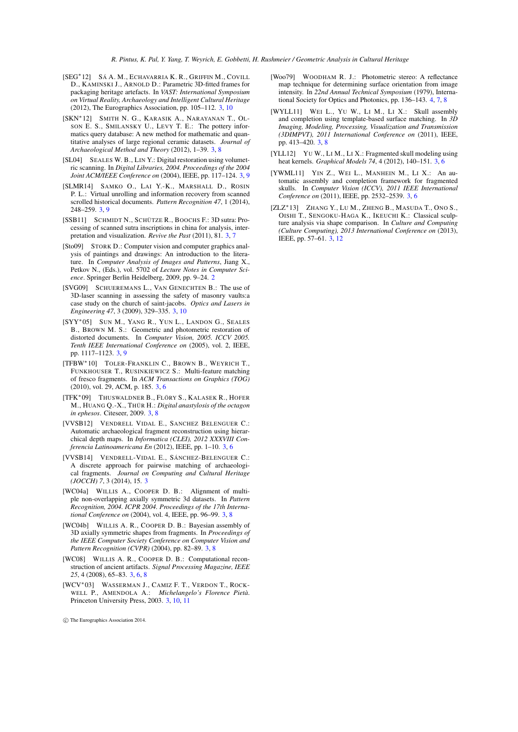[SEG*12] Sá A. M., Echavarria K. R., Griffin M., Covill D., Kaminski J., Arnold D.: Parametric 3D-fitted frames for packaging heritage artefacts. In *VAST: International Symposium on Virtual Reality, Archaeology and Intelligent Cultural Heritage* (2012), The Eurographics Association, pp. 105–112. 3, 10

[SKN*12] Smith N. G., Karasik A., Narayanan T., Olson E. S., Smilansky U., Levy T. E.: The pottery informatics query database: A new method for mathematic and quantitative analyses of large regional ceramic datasets. *Journal of Archaeological Method and Theory* (2012), 1–39. 3, 8

[SL04] Seales W. B., Lin Y.: Digital restoration using volumetric scanning. In *Digital Libraries, 2004. Proceedings of the 2004 Joint ACM/IEEE Conference on* (2004), IEEE, pp. 117–124. 3, 9

[SLMR14] Samko O., Lai Y.-K., Marshall D., Rosin P. L.: Virtual unrolling and information recovery from scanned scrolled historical documents. *Pattern Recognition 47*, 1 (2014), 248–259. 3, 9

[SSB11] Schmidt N., Schütze R., Boochs F.: 3D sutra: Processing of scanned sutra inscriptions in china for analysis, interpretation and visualization. *Revive the Past* (2011), 81. 3, 7

[Sto09] Stork D.: Computer vision and computer graphics analysis of paintings and drawings: An introduction to the literature. In *Computer Analysis of Images and Patterns*, Jiang X., Petkov N., (Eds.), vol. 5702 of *Lecture Notes in Computer Science*. Springer Berlin Heidelberg, 2009, pp. 9–24. 2

[SVG09] Schueremans L., Van Genechten B.: The use of 3D-laser scanning in assessing the safety of masonry vaults:a case study on the church of saint-jacobs. *Optics and Lasers in Engineering 47*, 3 (2009), 329–335. 3, 10

[SYY*05] Sun M., Yang R., Yun L., Landon G., Seales B., Brown M. S.: Geometric and photometric restoration of distorted documents. In *Computer Vision, 2005. ICCV 2005. Tenth IEEE International Conference on* (2005), vol. 2, IEEE, pp. 1117–1123. 3, 9

[TFBW*10] Toler-Franklin C., Brown B., Weyrich T., Funkhouser T., Rusinkiewicz S.: Multi-feature matching of fresco fragments. In *ACM Transactions on Graphics (TOG)* (2010), vol. 29, ACM, p. 185. 3, 6

[TFK*09] Thuswaldner B., Flöry S., Kalasek R., Hofer M., Huang Q.-X., Thür H.: *Digital anastylosis of the octagon in ephesos*. Citeseer, 2009. 3, 8

[VVSB12] Vendrell Vidal E., Sanchez Belenguer C.: Automatic archaeological fragment reconstruction using hierarchical depth maps. In *Informatica (CLEI), 2012 XXXVIII Conferencia Latinoamericana En* (2012), IEEE, pp. 1–10. 3, 6

[VVSB14] Vendrell-Vidal E., Sánchez-Belenguer C.: A discrete approach for pairwise matching of archaeological fragments. *Journal on Computing and Cultural Heritage (JOCCH) 7*, 3 (2014), 15. 3

[WC04a] Willis A., Cooper D. B.: Alignment of multiple non-overlapping axially symmetric 3d datasets. In *Pattern Recognition, 2004. ICPR 2004. Proceedings of the 17th International Conference on* (2004), vol. 4, IEEE, pp. 96–99. 3, 8

[WC04b] Willis A. R., Cooper D. B.: Bayesian assembly of 3D axially symmetric shapes from fragments. In *Proceedings of the IEEE Computer Society Conference on Computer Vision and Pattern Recognition (CVPR)* (2004), pp. 82–89. 3, 8

[WC08] Willis A. R., Cooper D. B.: Computational reconstruction of ancient artifacts. *Signal Processing Magazine, IEEE 25*, 4 (2008), 65–83. 3, 6, 8

[WCV*03] Wasserman J., Camiz F. T., Verdon T., Rockwell P., Amendola A.: *Michelangelo's Florence Pietà*. Princeton University Press, 2003. 3, 10, 11

[Woo79] Woodham R. J.: Photometric stereo: A reflectance map technique for determining surface orientation from image intensity. In *22nd Annual Technical Symposium* (1979), International Society for Optics and Photonics, pp. 136–143. 4, 7, 8

[WYLL11] Wei L., Yu W., Li M., Li X.: Skull assembly and completion using template-based surface matching. In *3D Imaging, Modeling, Processing, Visualization and Transmission (3DIMPVT), 2011 International Conference on* (2011), IEEE, pp. 413–420. 3, 8

[YLL12] Yu W., Li M., Li X.: Fragmented skull modeling using heat kernels. *Graphical Models 74*, 4 (2012), 140–151. 3, 6

[YWML11] Yin Z., Wei L., Manhein M., Li X.: An automatic assembly and completion framework for fragmented skulls. In *Computer Vision (ICCV), 2011 IEEE International Conference on* (2011), IEEE, pp. 2532–2539. 3, 6

[ZLZ*13] Zhang Y., Lu M., Zheng B., Masuda T., Ono S., Oishi T., Sengoku-Haga K., Ikeuchi K.: Classical sculpture analysis via shape comparison. In *Culture and Computing (Culture Computing), 2013 International Conference on* (2013), IEEE, pp. 57–61. 3, 12